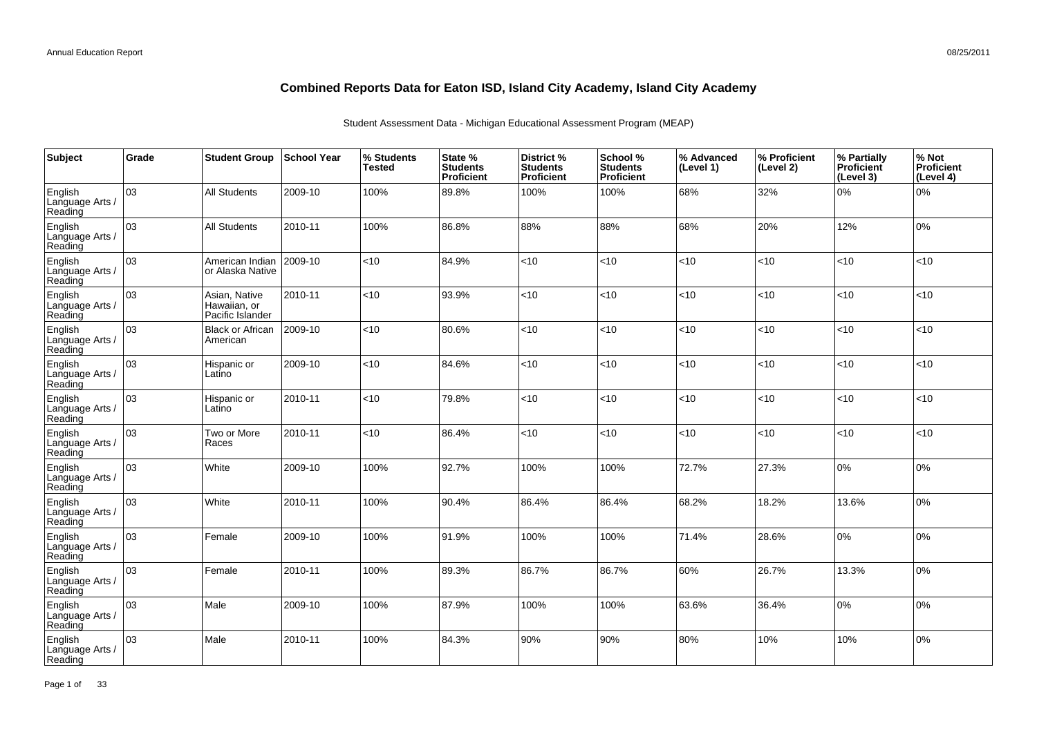# Combined Reports Data for Eaton ISD, Island City Academy, Island City Academy

Student Assessment Data - Michigan Educational Assessment Program (MEAP)

| Subject | Grade | Student Group | School Year | % Students Tested | State % Students Proficient | District % Students Proficient | School % Students Proficient | % Advanced (Level 1) | % Proficient (Level 2) | % Partially Proficient (Level 3) | % Not Proficient (Level 4) |
|---|---|---|---|---|---|---|---|---|---|---|---|
| English Language Arts / Reading | 03 | All Students | 2009-10 | 100% | 89.8% | 100% | 100% | 68% | 32% | 0% | 0% |
| English Language Arts / Reading | 03 | All Students | 2010-11 | 100% | 86.8% | 88% | 88% | 68% | 20% | 12% | 0% |
| English Language Arts / Reading | 03 | American Indian or Alaska Native | 2009-10 | <10 | 84.9% | <10 | <10 | <10 | <10 | <10 | <10 |
| English Language Arts / Reading | 03 | Asian, Native Hawaiian, or Pacific Islander | 2010-11 | <10 | 93.9% | <10 | <10 | <10 | <10 | <10 | <10 |
| English Language Arts / Reading | 03 | Black or African American | 2009-10 | <10 | 80.6% | <10 | <10 | <10 | <10 | <10 | <10 |
| English Language Arts / Reading | 03 | Hispanic or Latino | 2009-10 | <10 | 84.6% | <10 | <10 | <10 | <10 | <10 | <10 |
| English Language Arts / Reading | 03 | Hispanic or Latino | 2010-11 | <10 | 79.8% | <10 | <10 | <10 | <10 | <10 | <10 |
| English Language Arts / Reading | 03 | Two or More Races | 2010-11 | <10 | 86.4% | <10 | <10 | <10 | <10 | <10 | <10 |
| English Language Arts / Reading | 03 | White | 2009-10 | 100% | 92.7% | 100% | 100% | 72.7% | 27.3% | 0% | 0% |
| English Language Arts / Reading | 03 | White | 2010-11 | 100% | 90.4% | 86.4% | 86.4% | 68.2% | 18.2% | 13.6% | 0% |
| English Language Arts / Reading | 03 | Female | 2009-10 | 100% | 91.9% | 100% | 100% | 71.4% | 28.6% | 0% | 0% |
| English Language Arts / Reading | 03 | Female | 2010-11 | 100% | 89.3% | 86.7% | 86.7% | 60% | 26.7% | 13.3% | 0% |
| English Language Arts / Reading | 03 | Male | 2009-10 | 100% | 87.9% | 100% | 100% | 63.6% | 36.4% | 0% | 0% |
| English Language Arts / Reading | 03 | Male | 2010-11 | 100% | 84.3% | 90% | 90% | 80% | 10% | 10% | 0% |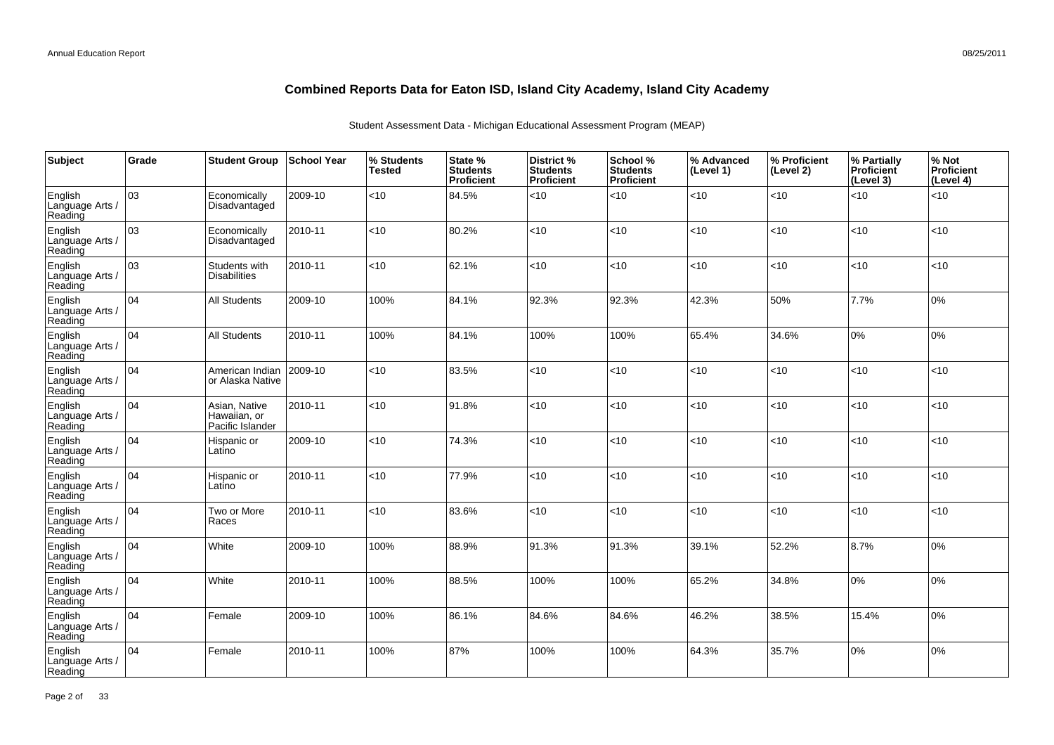# Combined Reports Data for Eaton ISD, Island City Academy, Island City Academy

Student Assessment Data - Michigan Educational Assessment Program (MEAP)

| Subject | Grade | Student Group | School Year | % Students Tested | State % Students Proficient | District % Students Proficient | School % Students Proficient | % Advanced (Level 1) | % Proficient (Level 2) | % Partially Proficient (Level 3) | % Not Proficient (Level 4) |
|---|---|---|---|---|---|---|---|---|---|---|---|
| English Language Arts / Reading | 03 | Economically Disadvantaged | 2009-10 | <10 | 84.5% | <10 | <10 | <10 | <10 | <10 | <10 |
| English Language Arts / Reading | 03 | Economically Disadvantaged | 2010-11 | <10 | 80.2% | <10 | <10 | <10 | <10 | <10 | <10 |
| English Language Arts / Reading | 03 | Students with Disabilities | 2010-11 | <10 | 62.1% | <10 | <10 | <10 | <10 | <10 | <10 |
| English Language Arts / Reading | 04 | All Students | 2009-10 | 100% | 84.1% | 92.3% | 92.3% | 42.3% | 50% | 7.7% | 0% |
| English Language Arts / Reading | 04 | All Students | 2010-11 | 100% | 84.1% | 100% | 100% | 65.4% | 34.6% | 0% | 0% |
| English Language Arts / Reading | 04 | American Indian or Alaska Native | 2009-10 | <10 | 83.5% | <10 | <10 | <10 | <10 | <10 | <10 |
| English Language Arts / Reading | 04 | Asian, Native Hawaiian, or Pacific Islander | 2010-11 | <10 | 91.8% | <10 | <10 | <10 | <10 | <10 | <10 |
| English Language Arts / Reading | 04 | Hispanic or Latino | 2009-10 | <10 | 74.3% | <10 | <10 | <10 | <10 | <10 | <10 |
| English Language Arts / Reading | 04 | Hispanic or Latino | 2010-11 | <10 | 77.9% | <10 | <10 | <10 | <10 | <10 | <10 |
| English Language Arts / Reading | 04 | Two or More Races | 2010-11 | <10 | 83.6% | <10 | <10 | <10 | <10 | <10 | <10 |
| English Language Arts / Reading | 04 | White | 2009-10 | 100% | 88.9% | 91.3% | 91.3% | 39.1% | 52.2% | 8.7% | 0% |
| English Language Arts / Reading | 04 | White | 2010-11 | 100% | 88.5% | 100% | 100% | 65.2% | 34.8% | 0% | 0% |
| English Language Arts / Reading | 04 | Female | 2009-10 | 100% | 86.1% | 84.6% | 84.6% | 46.2% | 38.5% | 15.4% | 0% |
| English Language Arts / Reading | 04 | Female | 2010-11 | 100% | 87% | 100% | 100% | 64.3% | 35.7% | 0% | 0% |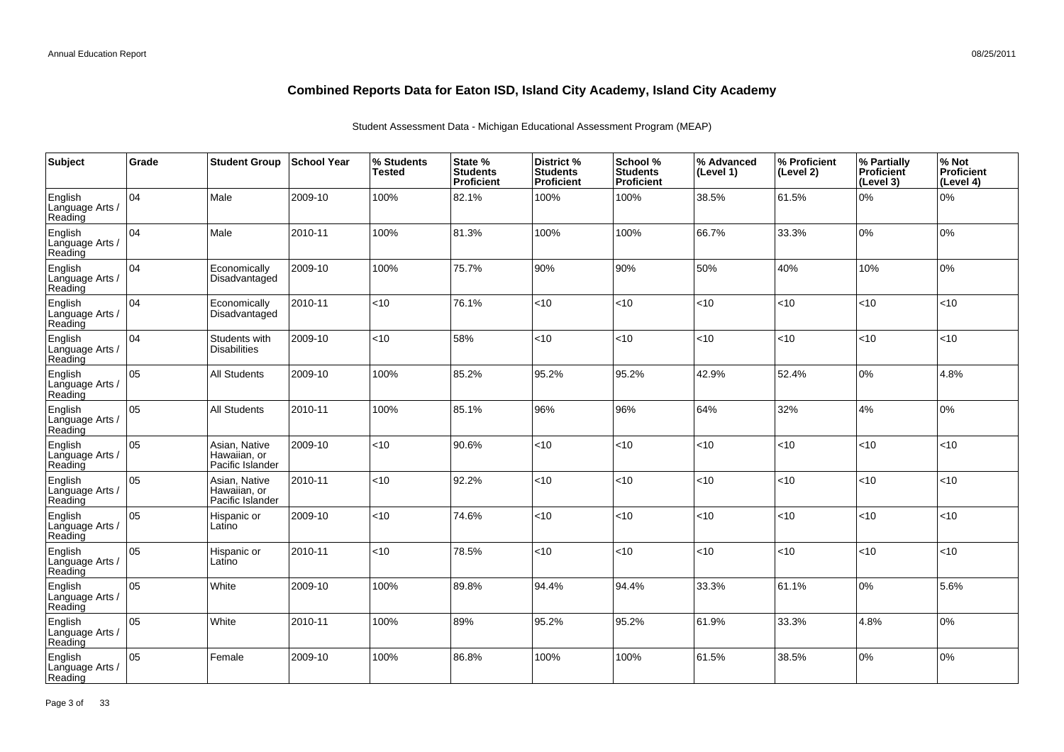# Combined Reports Data for Eaton ISD, Island City Academy, Island City Academy

Student Assessment Data - Michigan Educational Assessment Program (MEAP)

| Subject | Grade | Student Group | School Year | % Students Tested | State % Students Proficient | District % Students Proficient | School % Students Proficient | % Advanced (Level 1) | % Proficient (Level 2) | % Partially Proficient (Level 3) | % Not Proficient (Level 4) |
|---|---|---|---|---|---|---|---|---|---|---|---|
| English Language Arts / Reading | 04 | Male | 2009-10 | 100% | 82.1% | 100% | 100% | 38.5% | 61.5% | 0% | 0% |
| English Language Arts / Reading | 04 | Male | 2010-11 | 100% | 81.3% | 100% | 100% | 66.7% | 33.3% | 0% | 0% |
| English Language Arts / Reading | 04 | Economically Disadvantaged | 2009-10 | 100% | 75.7% | 90% | 90% | 50% | 40% | 10% | 0% |
| English Language Arts / Reading | 04 | Economically Disadvantaged | 2010-11 | <10 | 76.1% | <10 | <10 | <10 | <10 | <10 | <10 |
| English Language Arts / Reading | 04 | Students with Disabilities | 2009-10 | <10 | 58% | <10 | <10 | <10 | <10 | <10 | <10 |
| English Language Arts / Reading | 05 | All Students | 2009-10 | 100% | 85.2% | 95.2% | 95.2% | 42.9% | 52.4% | 0% | 4.8% |
| English Language Arts / Reading | 05 | All Students | 2010-11 | 100% | 85.1% | 96% | 96% | 64% | 32% | 4% | 0% |
| English Language Arts / Reading | 05 | Asian, Native Hawaiian, or Pacific Islander | 2009-10 | <10 | 90.6% | <10 | <10 | <10 | <10 | <10 | <10 |
| English Language Arts / Reading | 05 | Asian, Native Hawaiian, or Pacific Islander | 2010-11 | <10 | 92.2% | <10 | <10 | <10 | <10 | <10 | <10 |
| English Language Arts / Reading | 05 | Hispanic or Latino | 2009-10 | <10 | 74.6% | <10 | <10 | <10 | <10 | <10 | <10 |
| English Language Arts / Reading | 05 | Hispanic or Latino | 2010-11 | <10 | 78.5% | <10 | <10 | <10 | <10 | <10 | <10 |
| English Language Arts / Reading | 05 | White | 2009-10 | 100% | 89.8% | 94.4% | 94.4% | 33.3% | 61.1% | 0% | 5.6% |
| English Language Arts / Reading | 05 | White | 2010-11 | 100% | 89% | 95.2% | 95.2% | 61.9% | 33.3% | 4.8% | 0% |
| English Language Arts / Reading | 05 | Female | 2009-10 | 100% | 86.8% | 100% | 100% | 61.5% | 38.5% | 0% | 0% |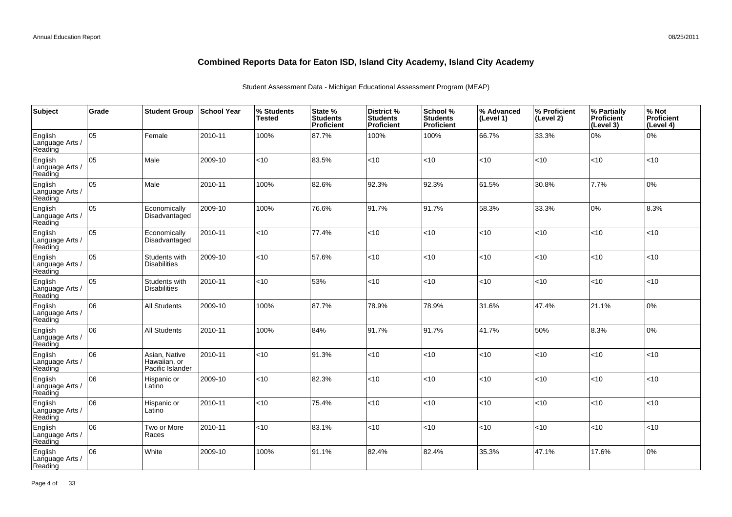# Combined Reports Data for Eaton ISD, Island City Academy, Island City Academy

Student Assessment Data - Michigan Educational Assessment Program (MEAP)

| Subject | Grade | Student Group | School Year | % Students Tested | State % Students Proficient | District % Students Proficient | School % Students Proficient | % Advanced (Level 1) | % Proficient (Level 2) | % Partially Proficient (Level 3) | % Not Proficient (Level 4) |
|---|---|---|---|---|---|---|---|---|---|---|---|
| English Language Arts / Reading | 05 | Female | 2010-11 | 100% | 87.7% | 100% | 100% | 66.7% | 33.3% | 0% | 0% |
| English Language Arts / Reading | 05 | Male | 2009-10 | <10 | 83.5% | <10 | <10 | <10 | <10 | <10 | <10 |
| English Language Arts / Reading | 05 | Male | 2010-11 | 100% | 82.6% | 92.3% | 92.3% | 61.5% | 30.8% | 7.7% | 0% |
| English Language Arts / Reading | 05 | Economically Disadvantaged | 2009-10 | 100% | 76.6% | 91.7% | 91.7% | 58.3% | 33.3% | 0% | 8.3% |
| English Language Arts / Reading | 05 | Economically Disadvantaged | 2010-11 | <10 | 77.4% | <10 | <10 | <10 | <10 | <10 | <10 |
| English Language Arts / Reading | 05 | Students with Disabilities | 2009-10 | <10 | 57.6% | <10 | <10 | <10 | <10 | <10 | <10 |
| English Language Arts / Reading | 05 | Students with Disabilities | 2010-11 | <10 | 53% | <10 | <10 | <10 | <10 | <10 | <10 |
| English Language Arts / Reading | 06 | All Students | 2009-10 | 100% | 87.7% | 78.9% | 78.9% | 31.6% | 47.4% | 21.1% | 0% |
| English Language Arts / Reading | 06 | All Students | 2010-11 | 100% | 84% | 91.7% | 91.7% | 41.7% | 50% | 8.3% | 0% |
| English Language Arts / Reading | 06 | Asian, Native Hawaiian, or Pacific Islander | 2010-11 | <10 | 91.3% | <10 | <10 | <10 | <10 | <10 | <10 |
| English Language Arts / Reading | 06 | Hispanic or Latino | 2009-10 | <10 | 82.3% | <10 | <10 | <10 | <10 | <10 | <10 |
| English Language Arts / Reading | 06 | Hispanic or Latino | 2010-11 | <10 | 75.4% | <10 | <10 | <10 | <10 | <10 | <10 |
| English Language Arts / Reading | 06 | Two or More Races | 2010-11 | <10 | 83.1% | <10 | <10 | <10 | <10 | <10 | <10 |
| English Language Arts / Reading | 06 | White | 2009-10 | 100% | 91.1% | 82.4% | 82.4% | 35.3% | 47.1% | 17.6% | 0% |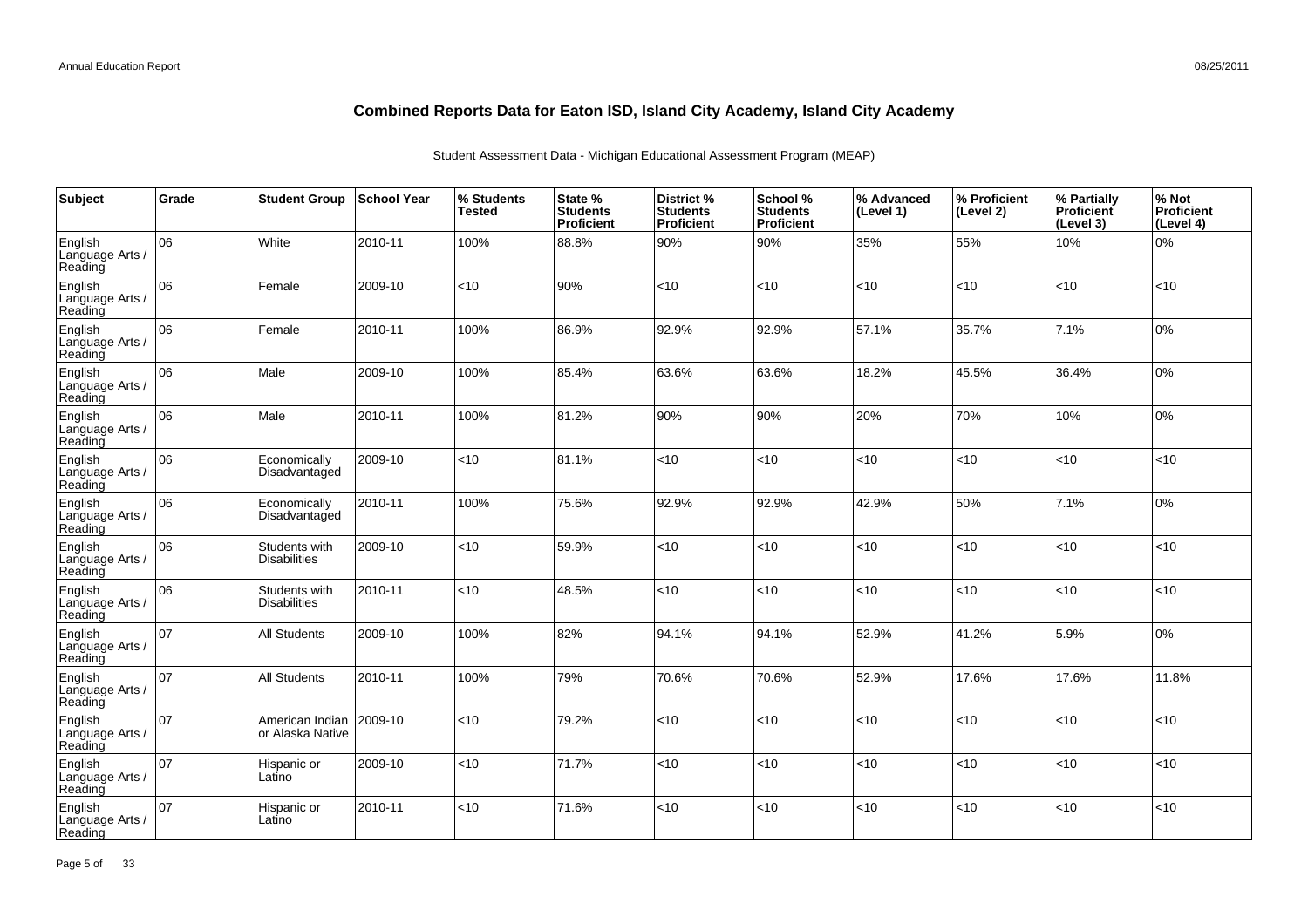# Combined Reports Data for Eaton ISD, Island City Academy, Island City Academy

Student Assessment Data - Michigan Educational Assessment Program (MEAP)

| Subject | Grade | Student Group | School Year | % Students Tested | State % Students Proficient | District % Students Proficient | School % Students Proficient | % Advanced (Level 1) | % Proficient (Level 2) | % Partially Proficient (Level 3) | % Not Proficient (Level 4) |
|---|---|---|---|---|---|---|---|---|---|---|---|
| English Language Arts / Reading | 06 | White | 2010-11 | 100% | 88.8% | 90% | 90% | 35% | 55% | 10% | 0% |
| English Language Arts / Reading | 06 | Female | 2009-10 | <10 | 90% | <10 | <10 | <10 | <10 | <10 | <10 |
| English Language Arts / Reading | 06 | Female | 2010-11 | 100% | 86.9% | 92.9% | 92.9% | 57.1% | 35.7% | 7.1% | 0% |
| English Language Arts / Reading | 06 | Male | 2009-10 | 100% | 85.4% | 63.6% | 63.6% | 18.2% | 45.5% | 36.4% | 0% |
| English Language Arts / Reading | 06 | Male | 2010-11 | 100% | 81.2% | 90% | 90% | 20% | 70% | 10% | 0% |
| English Language Arts / Reading | 06 | Economically Disadvantaged | 2009-10 | <10 | 81.1% | <10 | <10 | <10 | <10 | <10 | <10 |
| English Language Arts / Reading | 06 | Economically Disadvantaged | 2010-11 | 100% | 75.6% | 92.9% | 92.9% | 42.9% | 50% | 7.1% | 0% |
| English Language Arts / Reading | 06 | Students with Disabilities | 2009-10 | <10 | 59.9% | <10 | <10 | <10 | <10 | <10 | <10 |
| English Language Arts / Reading | 06 | Students with Disabilities | 2010-11 | <10 | 48.5% | <10 | <10 | <10 | <10 | <10 | <10 |
| English Language Arts / Reading | 07 | All Students | 2009-10 | 100% | 82% | 94.1% | 94.1% | 52.9% | 41.2% | 5.9% | 0% |
| English Language Arts / Reading | 07 | All Students | 2010-11 | 100% | 79% | 70.6% | 70.6% | 52.9% | 17.6% | 17.6% | 11.8% |
| English Language Arts / Reading | 07 | American Indian or Alaska Native | 2009-10 | <10 | 79.2% | <10 | <10 | <10 | <10 | <10 | <10 |
| English Language Arts / Reading | 07 | Hispanic or Latino | 2009-10 | <10 | 71.7% | <10 | <10 | <10 | <10 | <10 | <10 |
| English Language Arts / Reading | 07 | Hispanic or Latino | 2010-11 | <10 | 71.6% | <10 | <10 | <10 | <10 | <10 | <10 |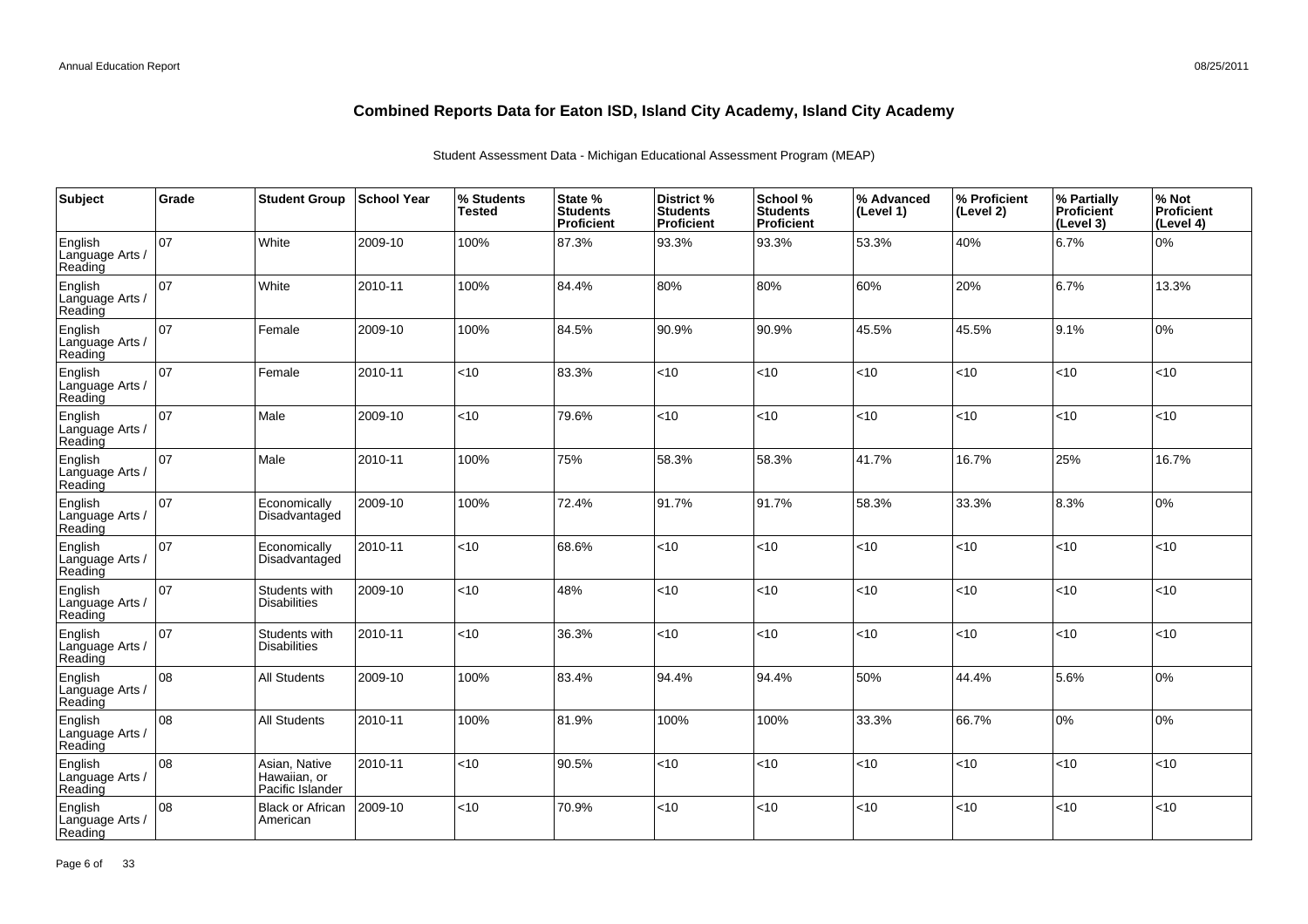# Combined Reports Data for Eaton ISD, Island City Academy, Island City Academy

Student Assessment Data - Michigan Educational Assessment Program (MEAP)

| Subject | Grade | Student Group | School Year | % Students Tested | State % Students Proficient | District % Students Proficient | School % Students Proficient | % Advanced (Level 1) | % Proficient (Level 2) | % Partially Proficient (Level 3) | % Not Proficient (Level 4) |
|---|---|---|---|---|---|---|---|---|---|---|---|
| English Language Arts / Reading | 07 | White | 2009-10 | 100% | 87.3% | 93.3% | 93.3% | 53.3% | 40% | 6.7% | 0% |
| English Language Arts / Reading | 07 | White | 2010-11 | 100% | 84.4% | 80% | 80% | 60% | 20% | 6.7% | 13.3% |
| English Language Arts / Reading | 07 | Female | 2009-10 | 100% | 84.5% | 90.9% | 90.9% | 45.5% | 45.5% | 9.1% | 0% |
| English Language Arts / Reading | 07 | Female | 2010-11 | <10 | 83.3% | <10 | <10 | <10 | <10 | <10 | <10 |
| English Language Arts / Reading | 07 | Male | 2009-10 | <10 | 79.6% | <10 | <10 | <10 | <10 | <10 | <10 |
| English Language Arts / Reading | 07 | Male | 2010-11 | 100% | 75% | 58.3% | 58.3% | 41.7% | 16.7% | 25% | 16.7% |
| English Language Arts / Reading | 07 | Economically Disadvantaged | 2009-10 | 100% | 72.4% | 91.7% | 91.7% | 58.3% | 33.3% | 8.3% | 0% |
| English Language Arts / Reading | 07 | Economically Disadvantaged | 2010-11 | <10 | 68.6% | <10 | <10 | <10 | <10 | <10 | <10 |
| English Language Arts / Reading | 07 | Students with Disabilities | 2009-10 | <10 | 48% | <10 | <10 | <10 | <10 | <10 | <10 |
| English Language Arts / Reading | 07 | Students with Disabilities | 2010-11 | <10 | 36.3% | <10 | <10 | <10 | <10 | <10 | <10 |
| English Language Arts / Reading | 08 | All Students | 2009-10 | 100% | 83.4% | 94.4% | 94.4% | 50% | 44.4% | 5.6% | 0% |
| English Language Arts / Reading | 08 | All Students | 2010-11 | 100% | 81.9% | 100% | 100% | 33.3% | 66.7% | 0% | 0% |
| English Language Arts / Reading | 08 | Asian, Native Hawaiian, or Pacific Islander | 2010-11 | <10 | 90.5% | <10 | <10 | <10 | <10 | <10 | <10 |
| English Language Arts / Reading | 08 | Black or African American | 2009-10 | <10 | 70.9% | <10 | <10 | <10 | <10 | <10 | <10 |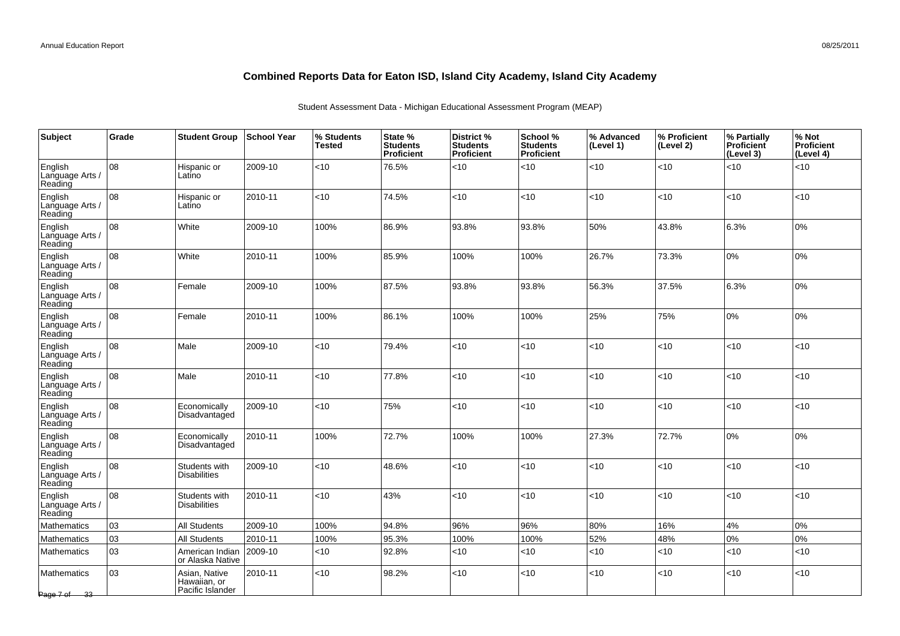## Combined Reports Data for Eaton ISD, Island City Academy, Island City Academy

Student Assessment Data - Michigan Educational Assessment Program (MEAP)

| Subject | Grade | Student Group | School Year | % Students Tested | State % Students Proficient | District % Students Proficient | School % Students Proficient | % Advanced (Level 1) | % Proficient (Level 2) | % Partially Proficient (Level 3) | % Not Proficient (Level 4) |
|---|---|---|---|---|---|---|---|---|---|---|---|
| English Language Arts / Reading | 08 | Hispanic or Latino | 2009-10 | <10 | 76.5% | <10 | <10 | <10 | <10 | <10 | <10 |
| English Language Arts / Reading | 08 | Hispanic or Latino | 2010-11 | <10 | 74.5% | <10 | <10 | <10 | <10 | <10 | <10 |
| English Language Arts / Reading | 08 | White | 2009-10 | 100% | 86.9% | 93.8% | 93.8% | 50% | 43.8% | 6.3% | 0% |
| English Language Arts / Reading | 08 | White | 2010-11 | 100% | 85.9% | 100% | 100% | 26.7% | 73.3% | 0% | 0% |
| English Language Arts / Reading | 08 | Female | 2009-10 | 100% | 87.5% | 93.8% | 93.8% | 56.3% | 37.5% | 6.3% | 0% |
| English Language Arts / Reading | 08 | Female | 2010-11 | 100% | 86.1% | 100% | 100% | 25% | 75% | 0% | 0% |
| English Language Arts / Reading | 08 | Male | 2009-10 | <10 | 79.4% | <10 | <10 | <10 | <10 | <10 | <10 |
| English Language Arts / Reading | 08 | Male | 2010-11 | <10 | 77.8% | <10 | <10 | <10 | <10 | <10 | <10 |
| English Language Arts / Reading | 08 | Economically Disadvantaged | 2009-10 | <10 | 75% | <10 | <10 | <10 | <10 | <10 | <10 |
| English Language Arts / Reading | 08 | Economically Disadvantaged | 2010-11 | 100% | 72.7% | 100% | 100% | 27.3% | 72.7% | 0% | 0% |
| English Language Arts / Reading | 08 | Students with Disabilities | 2009-10 | <10 | 48.6% | <10 | <10 | <10 | <10 | <10 | <10 |
| English Language Arts / Reading | 08 | Students with Disabilities | 2010-11 | <10 | 43% | <10 | <10 | <10 | <10 | <10 | <10 |
| Mathematics | 03 | All Students | 2009-10 | 100% | 94.8% | 96% | 96% | 80% | 16% | 4% | 0% |
| Mathematics | 03 | All Students | 2010-11 | 100% | 95.3% | 100% | 100% | 52% | 48% | 0% | 0% |
| Mathematics | 03 | American Indian or Alaska Native | 2009-10 | <10 | 92.8% | <10 | <10 | <10 | <10 | <10 | <10 |
| Mathematics | 03 | Asian, Native Hawaiian, or Pacific Islander | 2010-11 | <10 | 98.2% | <10 | <10 | <10 | <10 | <10 | <10 |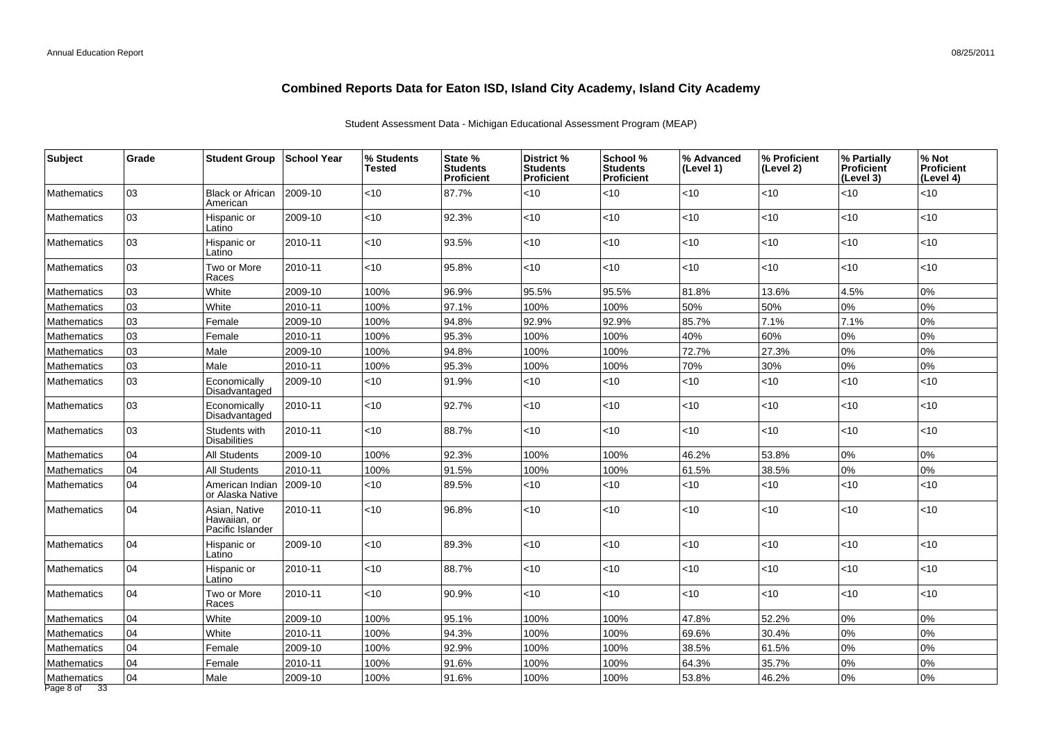# Combined Reports Data for Eaton ISD, Island City Academy, Island City Academy

Student Assessment Data - Michigan Educational Assessment Program (MEAP)

| Subject | Grade | Student Group | School Year | % Students Tested | State % Students Proficient | District % Students Proficient | School % Students Proficient | % Advanced (Level 1) | % Proficient (Level 2) | % Partially Proficient (Level 3) | % Not Proficient (Level 4) |
|---|---|---|---|---|---|---|---|---|---|---|---|
| Mathematics | 03 | Black or African American | 2009-10 | <10 | 87.7% | <10 | <10 | <10 | <10 | <10 | <10 |
| Mathematics | 03 | Hispanic or Latino | 2009-10 | <10 | 92.3% | <10 | <10 | <10 | <10 | <10 | <10 |
| Mathematics | 03 | Hispanic or Latino | 2010-11 | <10 | 93.5% | <10 | <10 | <10 | <10 | <10 | <10 |
| Mathematics | 03 | Two or More Races | 2010-11 | <10 | 95.8% | <10 | <10 | <10 | <10 | <10 | <10 |
| Mathematics | 03 | White | 2009-10 | 100% | 96.9% | 95.5% | 95.5% | 81.8% | 13.6% | 4.5% | 0% |
| Mathematics | 03 | White | 2010-11 | 100% | 97.1% | 100% | 100% | 50% | 50% | 0% | 0% |
| Mathematics | 03 | Female | 2009-10 | 100% | 94.8% | 92.9% | 92.9% | 85.7% | 7.1% | 7.1% | 0% |
| Mathematics | 03 | Female | 2010-11 | 100% | 95.3% | 100% | 100% | 40% | 60% | 0% | 0% |
| Mathematics | 03 | Male | 2009-10 | 100% | 94.8% | 100% | 100% | 72.7% | 27.3% | 0% | 0% |
| Mathematics | 03 | Male | 2010-11 | 100% | 95.3% | 100% | 100% | 70% | 30% | 0% | 0% |
| Mathematics | 03 | Economically Disadvantaged | 2009-10 | <10 | 91.9% | <10 | <10 | <10 | <10 | <10 | <10 |
| Mathematics | 03 | Economically Disadvantaged | 2010-11 | <10 | 92.7% | <10 | <10 | <10 | <10 | <10 | <10 |
| Mathematics | 03 | Students with Disabilities | 2010-11 | <10 | 88.7% | <10 | <10 | <10 | <10 | <10 | <10 |
| Mathematics | 04 | All Students | 2009-10 | 100% | 92.3% | 100% | 100% | 46.2% | 53.8% | 0% | 0% |
| Mathematics | 04 | All Students | 2010-11 | 100% | 91.5% | 100% | 100% | 61.5% | 38.5% | 0% | 0% |
| Mathematics | 04 | American Indian or Alaska Native | 2009-10 | <10 | 89.5% | <10 | <10 | <10 | <10 | <10 | <10 |
| Mathematics | 04 | Asian, Native Hawaiian, or Pacific Islander | 2010-11 | <10 | 96.8% | <10 | <10 | <10 | <10 | <10 | <10 |
| Mathematics | 04 | Hispanic or Latino | 2009-10 | <10 | 89.3% | <10 | <10 | <10 | <10 | <10 | <10 |
| Mathematics | 04 | Hispanic or Latino | 2010-11 | <10 | 88.7% | <10 | <10 | <10 | <10 | <10 | <10 |
| Mathematics | 04 | Two or More Races | 2010-11 | <10 | 90.9% | <10 | <10 | <10 | <10 | <10 | <10 |
| Mathematics | 04 | White | 2009-10 | 100% | 95.1% | 100% | 100% | 47.8% | 52.2% | 0% | 0% |
| Mathematics | 04 | White | 2010-11 | 100% | 94.3% | 100% | 100% | 69.6% | 30.4% | 0% | 0% |
| Mathematics | 04 | Female | 2009-10 | 100% | 92.9% | 100% | 100% | 38.5% | 61.5% | 0% | 0% |
| Mathematics | 04 | Female | 2010-11 | 100% | 91.6% | 100% | 100% | 64.3% | 35.7% | 0% | 0% |
| Mathematics | 04 | Male | 2009-10 | 100% | 91.6% | 100% | 100% | 53.8% | 46.2% | 0% | 0% |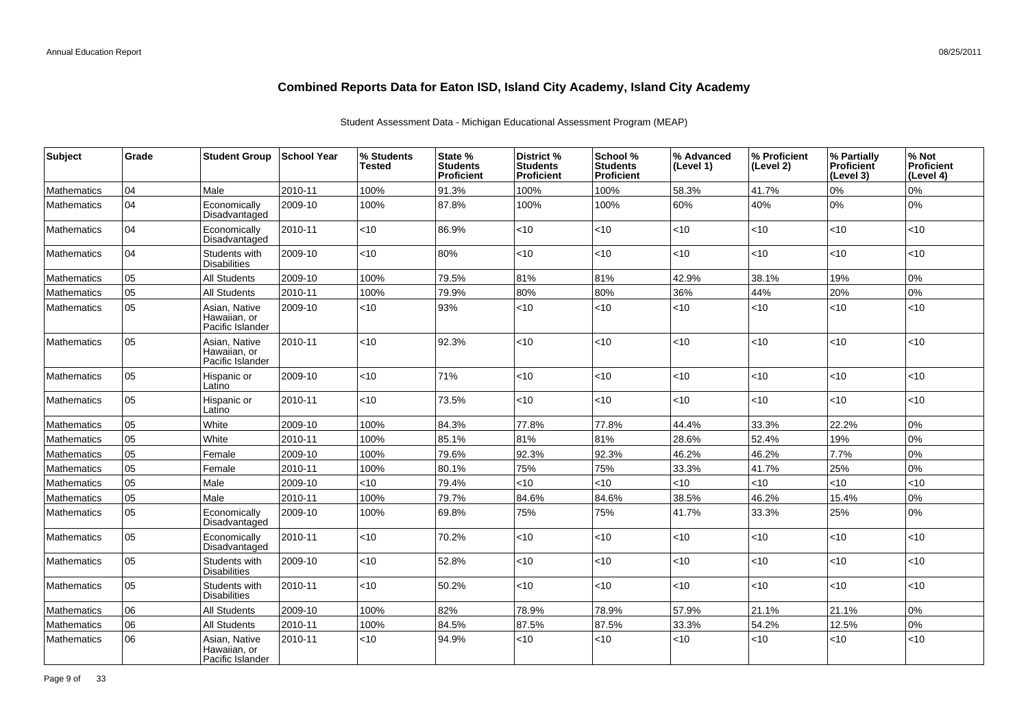# Combined Reports Data for Eaton ISD, Island City Academy, Island City Academy

Student Assessment Data - Michigan Educational Assessment Program (MEAP)

| Subject | Grade | Student Group | School Year | % Students Tested | State % Students Proficient | District % Students Proficient | School % Students Proficient | % Advanced (Level 1) | % Proficient (Level 2) | % Partially Proficient (Level 3) | % Not Proficient (Level 4) |
|---|---|---|---|---|---|---|---|---|---|---|---|
| Mathematics | 04 | Male | 2010-11 | 100% | 91.3% | 100% | 100% | 58.3% | 41.7% | 0% | 0% |
| Mathematics | 04 | Economically Disadvantaged | 2009-10 | 100% | 87.8% | 100% | 100% | 60% | 40% | 0% | 0% |
| Mathematics | 04 | Economically Disadvantaged | 2010-11 | <10 | 86.9% | <10 | <10 | <10 | <10 | <10 | <10 |
| Mathematics | 04 | Students with Disabilities | 2009-10 | <10 | 80% | <10 | <10 | <10 | <10 | <10 | <10 |
| Mathematics | 05 | All Students | 2009-10 | 100% | 79.5% | 81% | 81% | 42.9% | 38.1% | 19% | 0% |
| Mathematics | 05 | All Students | 2010-11 | 100% | 79.9% | 80% | 80% | 36% | 44% | 20% | 0% |
| Mathematics | 05 | Asian, Native Hawaiian, or Pacific Islander | 2009-10 | <10 | 93% | <10 | <10 | <10 | <10 | <10 | <10 |
| Mathematics | 05 | Asian, Native Hawaiian, or Pacific Islander | 2010-11 | <10 | 92.3% | <10 | <10 | <10 | <10 | <10 | <10 |
| Mathematics | 05 | Hispanic or Latino | 2009-10 | <10 | 71% | <10 | <10 | <10 | <10 | <10 | <10 |
| Mathematics | 05 | Hispanic or Latino | 2010-11 | <10 | 73.5% | <10 | <10 | <10 | <10 | <10 | <10 |
| Mathematics | 05 | White | 2009-10 | 100% | 84.3% | 77.8% | 77.8% | 44.4% | 33.3% | 22.2% | 0% |
| Mathematics | 05 | White | 2010-11 | 100% | 85.1% | 81% | 81% | 28.6% | 52.4% | 19% | 0% |
| Mathematics | 05 | Female | 2009-10 | 100% | 79.6% | 92.3% | 92.3% | 46.2% | 46.2% | 7.7% | 0% |
| Mathematics | 05 | Female | 2010-11 | 100% | 80.1% | 75% | 75% | 33.3% | 41.7% | 25% | 0% |
| Mathematics | 05 | Male | 2009-10 | <10 | 79.4% | <10 | <10 | <10 | <10 | <10 | <10 |
| Mathematics | 05 | Male | 2010-11 | 100% | 79.7% | 84.6% | 84.6% | 38.5% | 46.2% | 15.4% | 0% |
| Mathematics | 05 | Economically Disadvantaged | 2009-10 | 100% | 69.8% | 75% | 75% | 41.7% | 33.3% | 25% | 0% |
| Mathematics | 05 | Economically Disadvantaged | 2010-11 | <10 | 70.2% | <10 | <10 | <10 | <10 | <10 | <10 |
| Mathematics | 05 | Students with Disabilities | 2009-10 | <10 | 52.8% | <10 | <10 | <10 | <10 | <10 | <10 |
| Mathematics | 05 | Students with Disabilities | 2010-11 | <10 | 50.2% | <10 | <10 | <10 | <10 | <10 | <10 |
| Mathematics | 06 | All Students | 2009-10 | 100% | 82% | 78.9% | 78.9% | 57.9% | 21.1% | 21.1% | 0% |
| Mathematics | 06 | All Students | 2010-11 | 100% | 84.5% | 87.5% | 87.5% | 33.3% | 54.2% | 12.5% | 0% |
| Mathematics | 06 | Asian, Native Hawaiian, or Pacific Islander | 2010-11 | <10 | 94.9% | <10 | <10 | <10 | <10 | <10 | <10 |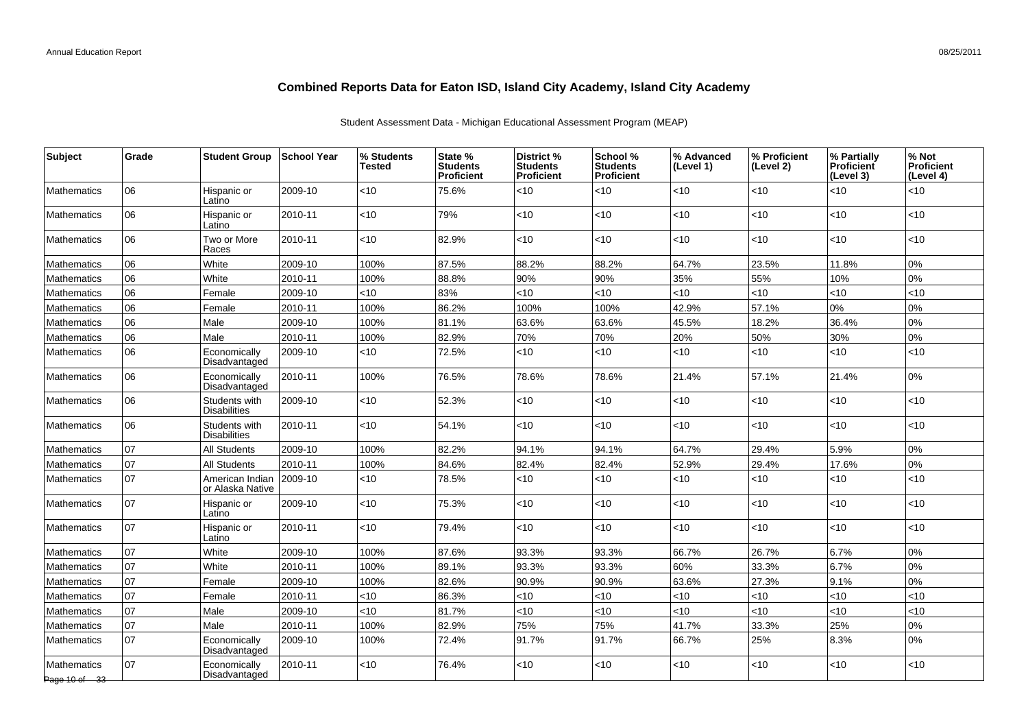# Combined Reports Data for Eaton ISD, Island City Academy, Island City Academy

Student Assessment Data - Michigan Educational Assessment Program (MEAP)

| Subject | Grade | Student Group | School Year | % Students Tested | State % Students Proficient | District % Students Proficient | School % Students Proficient | % Advanced (Level 1) | % Proficient (Level 2) | % Partially Proficient (Level 3) | % Not Proficient (Level 4) |
|---|---|---|---|---|---|---|---|---|---|---|---|
| Mathematics | 06 | Hispanic or Latino | 2009-10 | <10 | 75.6% | <10 | <10 | <10 | <10 | <10 | <10 |
| Mathematics | 06 | Hispanic or Latino | 2010-11 | <10 | 79% | <10 | <10 | <10 | <10 | <10 | <10 |
| Mathematics | 06 | Two or More Races | 2010-11 | <10 | 82.9% | <10 | <10 | <10 | <10 | <10 | <10 |
| Mathematics | 06 | White | 2009-10 | 100% | 87.5% | 88.2% | 88.2% | 64.7% | 23.5% | 11.8% | 0% |
| Mathematics | 06 | White | 2010-11 | 100% | 88.8% | 90% | 90% | 35% | 55% | 10% | 0% |
| Mathematics | 06 | Female | 2009-10 | <10 | 83% | <10 | <10 | <10 | <10 | <10 | <10 |
| Mathematics | 06 | Female | 2010-11 | 100% | 86.2% | 100% | 100% | 42.9% | 57.1% | 0% | 0% |
| Mathematics | 06 | Male | 2009-10 | 100% | 81.1% | 63.6% | 63.6% | 45.5% | 18.2% | 36.4% | 0% |
| Mathematics | 06 | Male | 2010-11 | 100% | 82.9% | 70% | 70% | 20% | 50% | 30% | 0% |
| Mathematics | 06 | Economically Disadvantaged | 2009-10 | <10 | 72.5% | <10 | <10 | <10 | <10 | <10 | <10 |
| Mathematics | 06 | Economically Disadvantaged | 2010-11 | 100% | 76.5% | 78.6% | 78.6% | 21.4% | 57.1% | 21.4% | 0% |
| Mathematics | 06 | Students with Disabilities | 2009-10 | <10 | 52.3% | <10 | <10 | <10 | <10 | <10 | <10 |
| Mathematics | 06 | Students with Disabilities | 2010-11 | <10 | 54.1% | <10 | <10 | <10 | <10 | <10 | <10 |
| Mathematics | 07 | All Students | 2009-10 | 100% | 82.2% | 94.1% | 94.1% | 64.7% | 29.4% | 5.9% | 0% |
| Mathematics | 07 | All Students | 2010-11 | 100% | 84.6% | 82.4% | 82.4% | 52.9% | 29.4% | 17.6% | 0% |
| Mathematics | 07 | American Indian or Alaska Native | 2009-10 | <10 | 78.5% | <10 | <10 | <10 | <10 | <10 | <10 |
| Mathematics | 07 | Hispanic or Latino | 2009-10 | <10 | 75.3% | <10 | <10 | <10 | <10 | <10 | <10 |
| Mathematics | 07 | Hispanic or Latino | 2010-11 | <10 | 79.4% | <10 | <10 | <10 | <10 | <10 | <10 |
| Mathematics | 07 | White | 2009-10 | 100% | 87.6% | 93.3% | 93.3% | 66.7% | 26.7% | 6.7% | 0% |
| Mathematics | 07 | White | 2010-11 | 100% | 89.1% | 93.3% | 93.3% | 60% | 33.3% | 6.7% | 0% |
| Mathematics | 07 | Female | 2009-10 | 100% | 82.6% | 90.9% | 90.9% | 63.6% | 27.3% | 9.1% | 0% |
| Mathematics | 07 | Female | 2010-11 | <10 | 86.3% | <10 | <10 | <10 | <10 | <10 | <10 |
| Mathematics | 07 | Male | 2009-10 | <10 | 81.7% | <10 | <10 | <10 | <10 | <10 | <10 |
| Mathematics | 07 | Male | 2010-11 | 100% | 82.9% | 75% | 75% | 41.7% | 33.3% | 25% | 0% |
| Mathematics | 07 | Economically Disadvantaged | 2009-10 | 100% | 72.4% | 91.7% | 91.7% | 66.7% | 25% | 8.3% | 0% |
| Mathematics | 07 | Economically Disadvantaged | 2010-11 | <10 | 76.4% | <10 | <10 | <10 | <10 | <10 | <10 |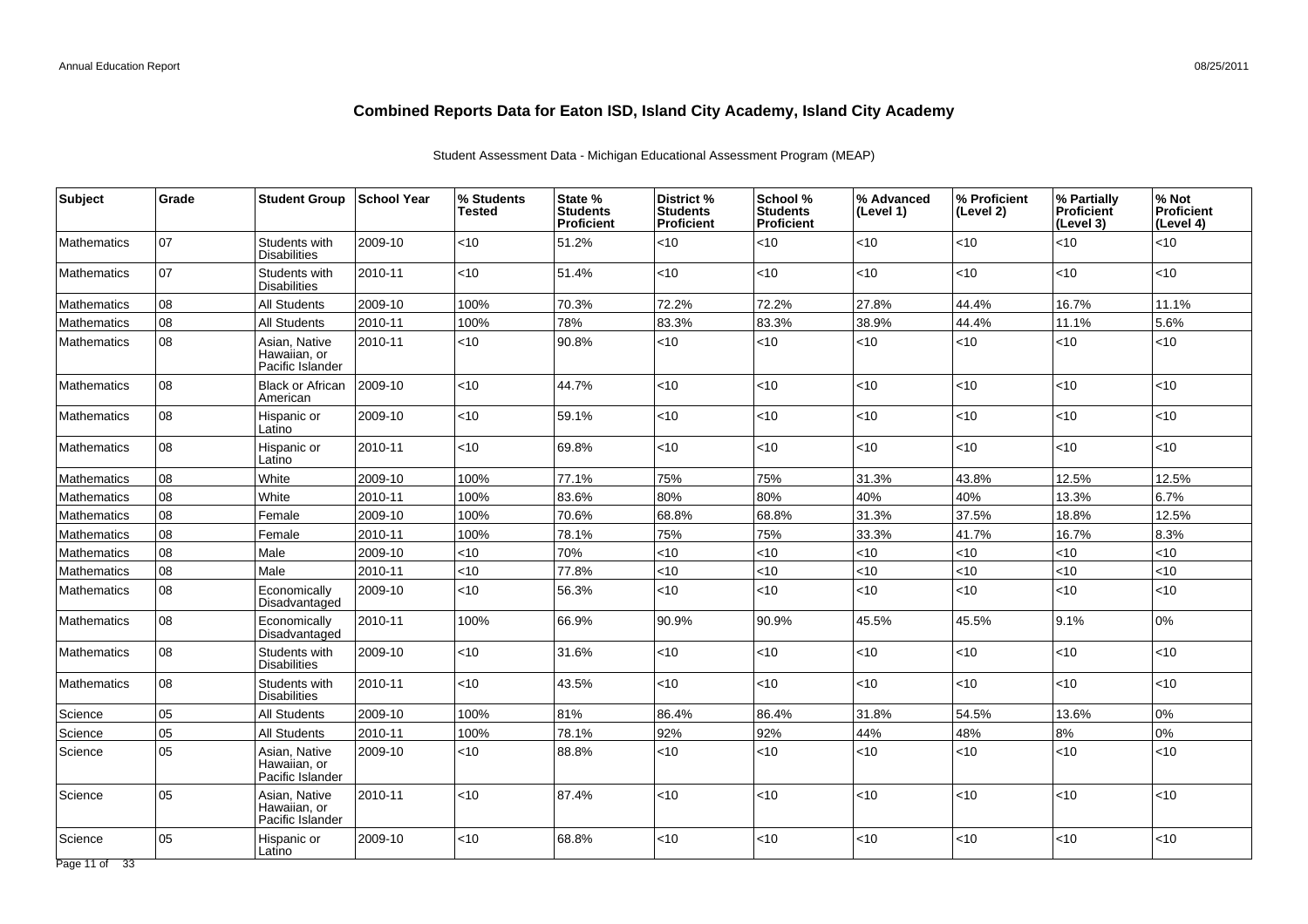# Combined Reports Data for Eaton ISD, Island City Academy, Island City Academy

Student Assessment Data - Michigan Educational Assessment Program (MEAP)

| Subject | Grade | Student Group | School Year | % Students Tested | State % Students Proficient | District % Students Proficient | School % Students Proficient | % Advanced (Level 1) | % Proficient (Level 2) | % Partially Proficient (Level 3) | % Not Proficient (Level 4) |
|---|---|---|---|---|---|---|---|---|---|---|---|
| Mathematics | 07 | Students with Disabilities | 2009-10 | <10 | 51.2% | <10 | <10 | <10 | <10 | <10 | <10 |
| Mathematics | 07 | Students with Disabilities | 2010-11 | <10 | 51.4% | <10 | <10 | <10 | <10 | <10 | <10 |
| Mathematics | 08 | All Students | 2009-10 | 100% | 70.3% | 72.2% | 72.2% | 27.8% | 44.4% | 16.7% | 11.1% |
| Mathematics | 08 | All Students | 2010-11 | 100% | 78% | 83.3% | 83.3% | 38.9% | 44.4% | 11.1% | 5.6% |
| Mathematics | 08 | Asian, Native Hawaiian, or Pacific Islander | 2010-11 | <10 | 90.8% | <10 | <10 | <10 | <10 | <10 | <10 |
| Mathematics | 08 | Black or African American | 2009-10 | <10 | 44.7% | <10 | <10 | <10 | <10 | <10 | <10 |
| Mathematics | 08 | Hispanic or Latino | 2009-10 | <10 | 59.1% | <10 | <10 | <10 | <10 | <10 | <10 |
| Mathematics | 08 | Hispanic or Latino | 2010-11 | <10 | 69.8% | <10 | <10 | <10 | <10 | <10 | <10 |
| Mathematics | 08 | White | 2009-10 | 100% | 77.1% | 75% | 75% | 31.3% | 43.8% | 12.5% | 12.5% |
| Mathematics | 08 | White | 2010-11 | 100% | 83.6% | 80% | 80% | 40% | 40% | 13.3% | 6.7% |
| Mathematics | 08 | Female | 2009-10 | 100% | 70.6% | 68.8% | 68.8% | 31.3% | 37.5% | 18.8% | 12.5% |
| Mathematics | 08 | Female | 2010-11 | 100% | 78.1% | 75% | 75% | 33.3% | 41.7% | 16.7% | 8.3% |
| Mathematics | 08 | Male | 2009-10 | <10 | 70% | <10 | <10 | <10 | <10 | <10 | <10 |
| Mathematics | 08 | Male | 2010-11 | <10 | 77.8% | <10 | <10 | <10 | <10 | <10 | <10 |
| Mathematics | 08 | Economically Disadvantaged | 2009-10 | <10 | 56.3% | <10 | <10 | <10 | <10 | <10 | <10 |
| Mathematics | 08 | Economically Disadvantaged | 2010-11 | 100% | 66.9% | 90.9% | 90.9% | 45.5% | 45.5% | 9.1% | 0% |
| Mathematics | 08 | Students with Disabilities | 2009-10 | <10 | 31.6% | <10 | <10 | <10 | <10 | <10 | <10 |
| Mathematics | 08 | Students with Disabilities | 2010-11 | <10 | 43.5% | <10 | <10 | <10 | <10 | <10 | <10 |
| Science | 05 | All Students | 2009-10 | 100% | 81% | 86.4% | 86.4% | 31.8% | 54.5% | 13.6% | 0% |
| Science | 05 | All Students | 2010-11 | 100% | 78.1% | 92% | 92% | 44% | 48% | 8% | 0% |
| Science | 05 | Asian, Native Hawaiian, or Pacific Islander | 2009-10 | <10 | 88.8% | <10 | <10 | <10 | <10 | <10 | <10 |
| Science | 05 | Asian, Native Hawaiian, or Pacific Islander | 2010-11 | <10 | 87.4% | <10 | <10 | <10 | <10 | <10 | <10 |
| Science | 05 | Hispanic or Latino | 2009-10 | <10 | 68.8% | <10 | <10 | <10 | <10 | <10 | <10 |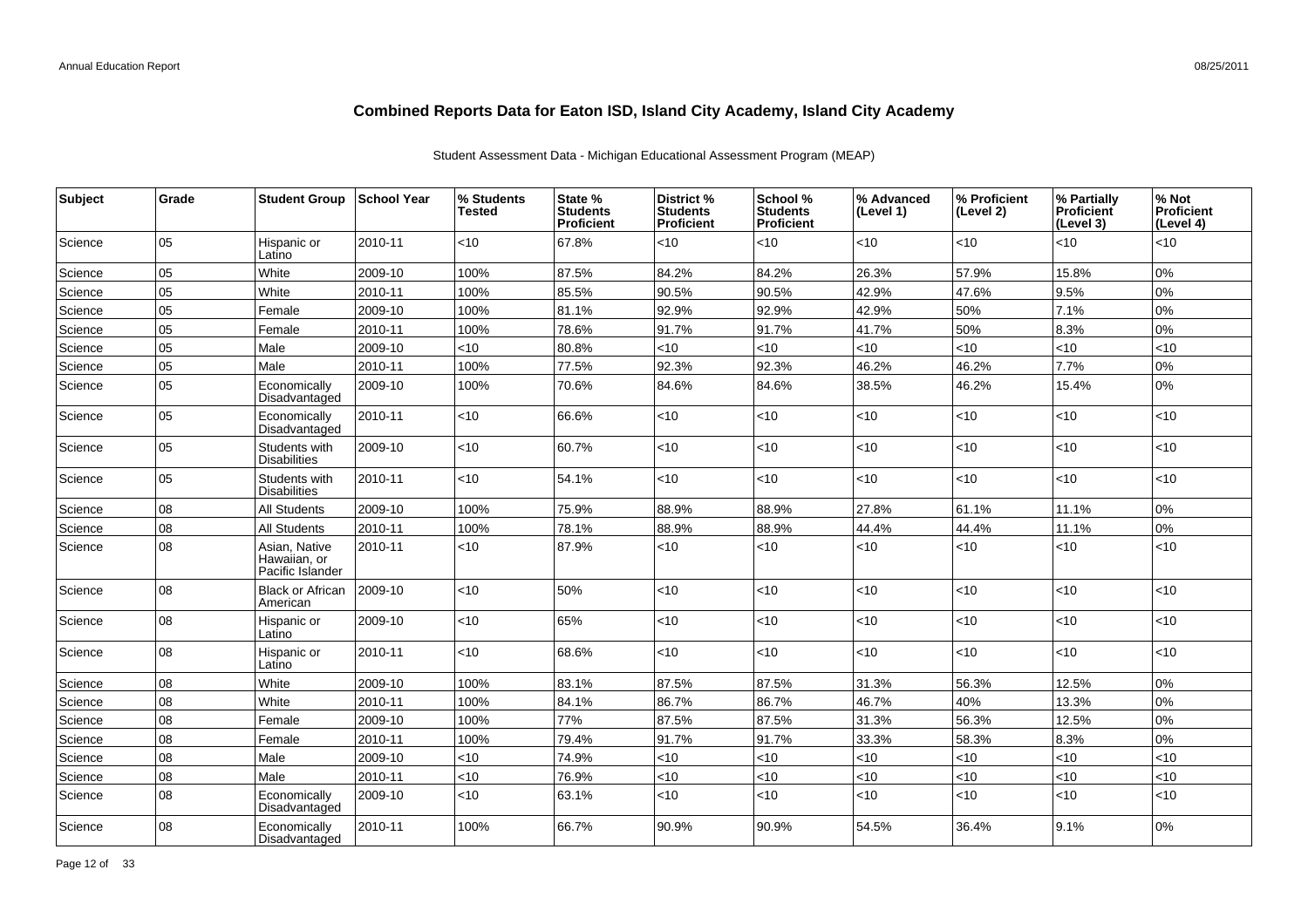# Combined Reports Data for Eaton ISD, Island City Academy, Island City Academy

Student Assessment Data - Michigan Educational Assessment Program (MEAP)

| Subject | Grade | Student Group | School Year | % Students Tested | State % Students Proficient | District % Students Proficient | School % Students Proficient | % Advanced (Level 1) | % Proficient (Level 2) | % Partially Proficient (Level 3) | % Not Proficient (Level 4) |
|---|---|---|---|---|---|---|---|---|---|---|---|
| Science | 05 | Hispanic or Latino | 2010-11 | <10 | 67.8% | <10 | <10 | <10 | <10 | <10 | <10 |
| Science | 05 | White | 2009-10 | 100% | 87.5% | 84.2% | 84.2% | 26.3% | 57.9% | 15.8% | 0% |
| Science | 05 | White | 2010-11 | 100% | 85.5% | 90.5% | 90.5% | 42.9% | 47.6% | 9.5% | 0% |
| Science | 05 | Female | 2009-10 | 100% | 81.1% | 92.9% | 92.9% | 42.9% | 50% | 7.1% | 0% |
| Science | 05 | Female | 2010-11 | 100% | 78.6% | 91.7% | 91.7% | 41.7% | 50% | 8.3% | 0% |
| Science | 05 | Male | 2009-10 | <10 | 80.8% | <10 | <10 | <10 | <10 | <10 | <10 |
| Science | 05 | Male | 2010-11 | 100% | 77.5% | 92.3% | 92.3% | 46.2% | 46.2% | 7.7% | 0% |
| Science | 05 | Economically Disadvantaged | 2009-10 | 100% | 70.6% | 84.6% | 84.6% | 38.5% | 46.2% | 15.4% | 0% |
| Science | 05 | Economically Disadvantaged | 2010-11 | <10 | 66.6% | <10 | <10 | <10 | <10 | <10 | <10 |
| Science | 05 | Students with Disabilities | 2009-10 | <10 | 60.7% | <10 | <10 | <10 | <10 | <10 | <10 |
| Science | 05 | Students with Disabilities | 2010-11 | <10 | 54.1% | <10 | <10 | <10 | <10 | <10 | <10 |
| Science | 08 | All Students | 2009-10 | 100% | 75.9% | 88.9% | 88.9% | 27.8% | 61.1% | 11.1% | 0% |
| Science | 08 | All Students | 2010-11 | 100% | 78.1% | 88.9% | 88.9% | 44.4% | 44.4% | 11.1% | 0% |
| Science | 08 | Asian, Native Hawaiian, or Pacific Islander | 2010-11 | <10 | 87.9% | <10 | <10 | <10 | <10 | <10 | <10 |
| Science | 08 | Black or African American | 2009-10 | <10 | 50% | <10 | <10 | <10 | <10 | <10 | <10 |
| Science | 08 | Hispanic or Latino | 2009-10 | <10 | 65% | <10 | <10 | <10 | <10 | <10 | <10 |
| Science | 08 | Hispanic or Latino | 2010-11 | <10 | 68.6% | <10 | <10 | <10 | <10 | <10 | <10 |
| Science | 08 | White | 2009-10 | 100% | 83.1% | 87.5% | 87.5% | 31.3% | 56.3% | 12.5% | 0% |
| Science | 08 | White | 2010-11 | 100% | 84.1% | 86.7% | 86.7% | 46.7% | 40% | 13.3% | 0% |
| Science | 08 | Female | 2009-10 | 100% | 77% | 87.5% | 87.5% | 31.3% | 56.3% | 12.5% | 0% |
| Science | 08 | Female | 2010-11 | 100% | 79.4% | 91.7% | 91.7% | 33.3% | 58.3% | 8.3% | 0% |
| Science | 08 | Male | 2009-10 | <10 | 74.9% | <10 | <10 | <10 | <10 | <10 | <10 |
| Science | 08 | Male | 2010-11 | <10 | 76.9% | <10 | <10 | <10 | <10 | <10 | <10 |
| Science | 08 | Economically Disadvantaged | 2009-10 | <10 | 63.1% | <10 | <10 | <10 | <10 | <10 | <10 |
| Science | 08 | Economically Disadvantaged | 2010-11 | 100% | 66.7% | 90.9% | 90.9% | 54.5% | 36.4% | 9.1% | 0% |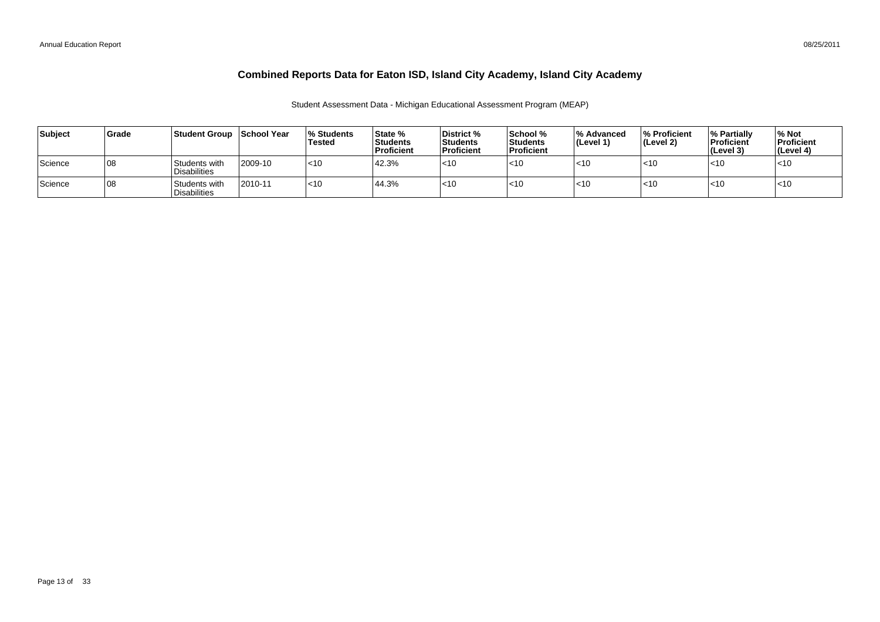# Combined Reports Data for Eaton ISD, Island City Academy, Island City Academy

Student Assessment Data - Michigan Educational Assessment Program (MEAP)

| Subject | Grade | Student Group | School Year | % Students Tested | State % Students Proficient | District % Students Proficient | School % Students Proficient | % Advanced (Level 1) | % Proficient (Level 2) | % Partially Proficient (Level 3) | % Not Proficient (Level 4) |
|---|---|---|---|---|---|---|---|---|---|---|---|
| Science | 08 | Students with Disabilities | 2009-10 | <10 | 42.3% | <10 | <10 | <10 | <10 | <10 | <10 |
| Science | 08 | Students with Disabilities | 2010-11 | <10 | 44.3% | <10 | <10 | <10 | <10 | <10 | <10 |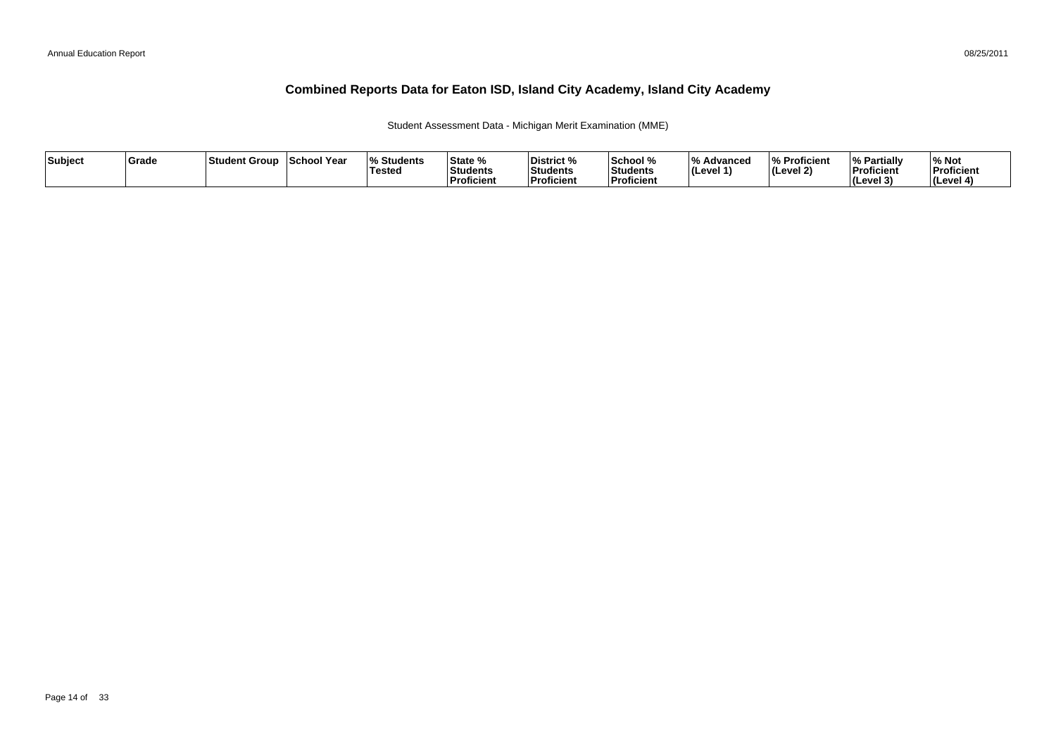# Combined Reports Data for Eaton ISD, Island City Academy, Island City Academy

Student Assessment Data - Michigan Merit Examination (MME)

| Subject | Grade | Student Group | School Year | % Students Tested | State % Students Proficient | District % Students Proficient | School % Students Proficient | % Advanced (Level 1) | % Proficient (Level 2) | % Partially Proficient (Level 3) | % Not Proficient (Level 4) |
|---|---|---|---|---|---|---|---|---|---|---|---|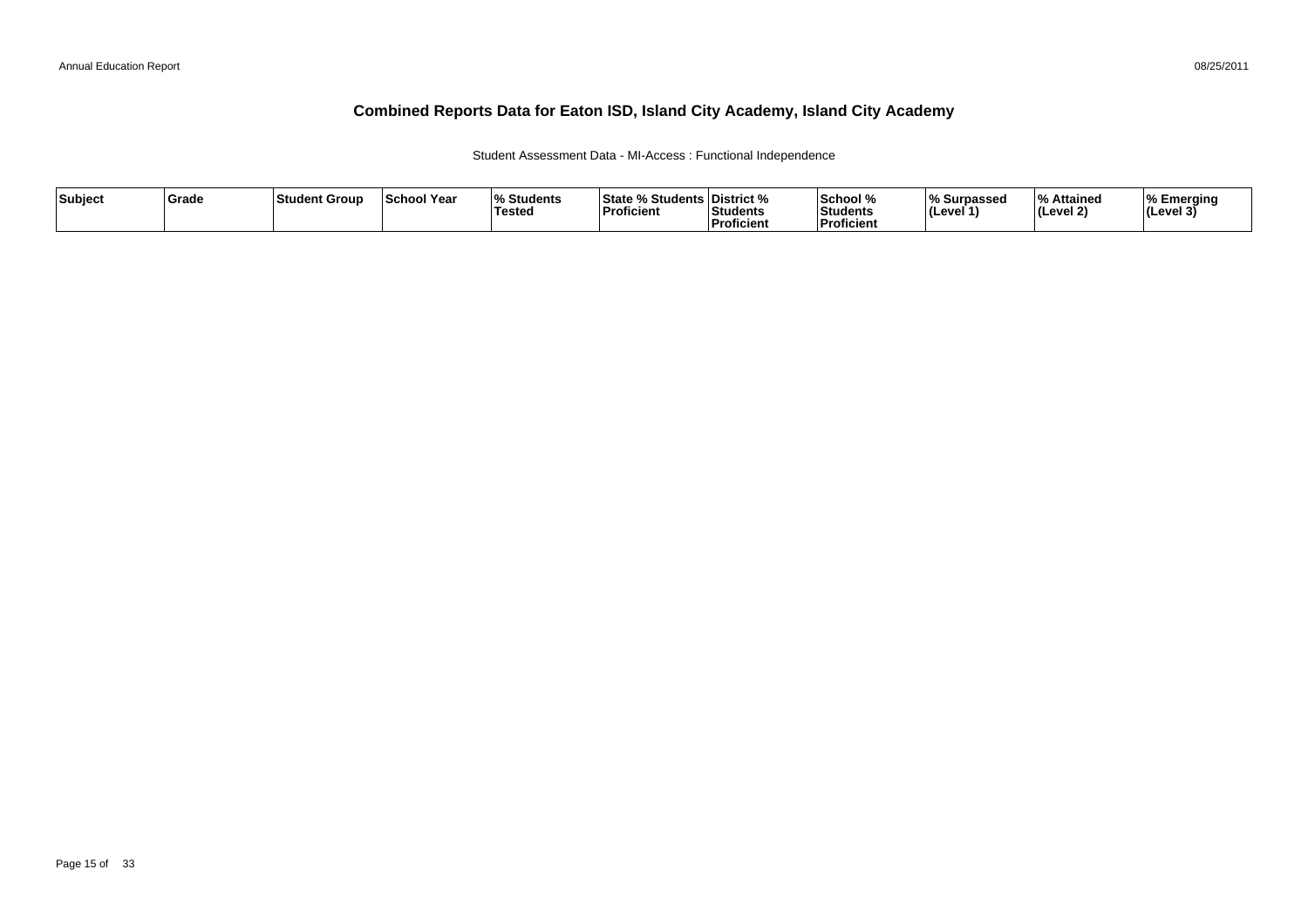# Combined Reports Data for Eaton ISD, Island City Academy, Island City Academy

Student Assessment Data - MI-Access : Functional Independence

| Subject | Grade | Student Group | School Year | % Students Tested | State % Students Proficient | District % Students Proficient | School % Students Proficient | % Surpassed (Level 1) | % Attained (Level 2) | % Emerging (Level 3) |
|---|---|---|---|---|---|---|---|---|---|---|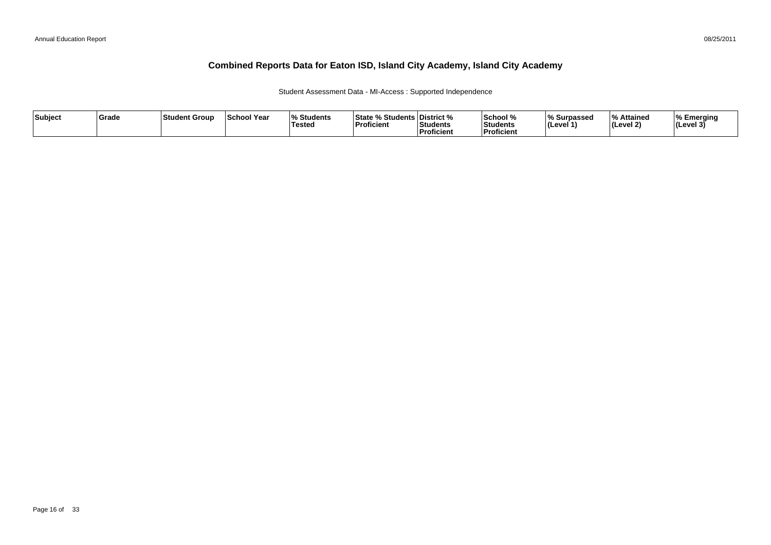# Combined Reports Data for Eaton ISD, Island City Academy, Island City Academy

Student Assessment Data - MI-Access : Supported Independence

| Subject | Grade | Student Group | School Year | % Students Tested | State % Students Proficient | District % Students Proficient | School % Students Proficient | % Surpassed (Level 1) | % Attained (Level 2) | % Emerging (Level 3) |
|---|---|---|---|---|---|---|---|---|---|---|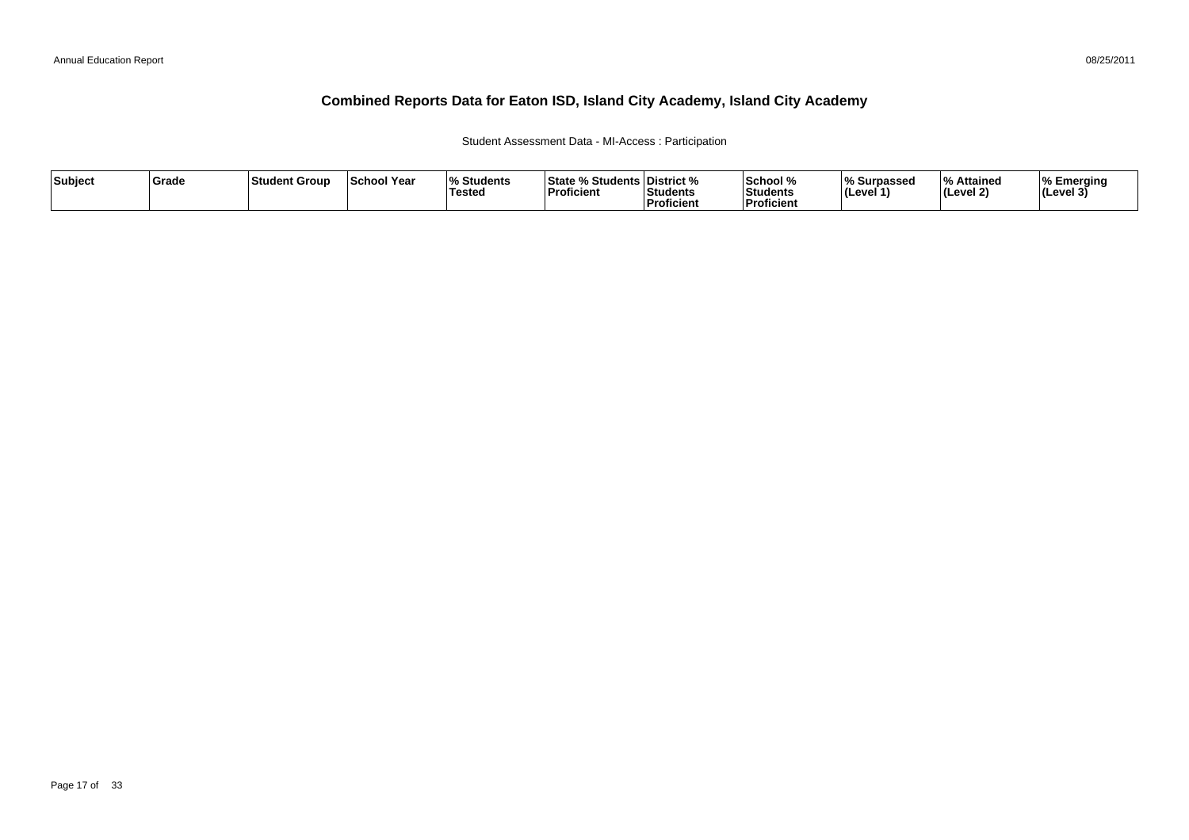# Combined Reports Data for Eaton ISD, Island City Academy, Island City Academy

Student Assessment Data - MI-Access : Participation

| Subject | Grade | Student Group | School Year | % Students Tested | State % Students Proficient | District % Students Proficient | School % Students Proficient | % Surpassed (Level 1) | % Attained (Level 2) | % Emerging (Level 3) |
|---|---|---|---|---|---|---|---|---|---|---|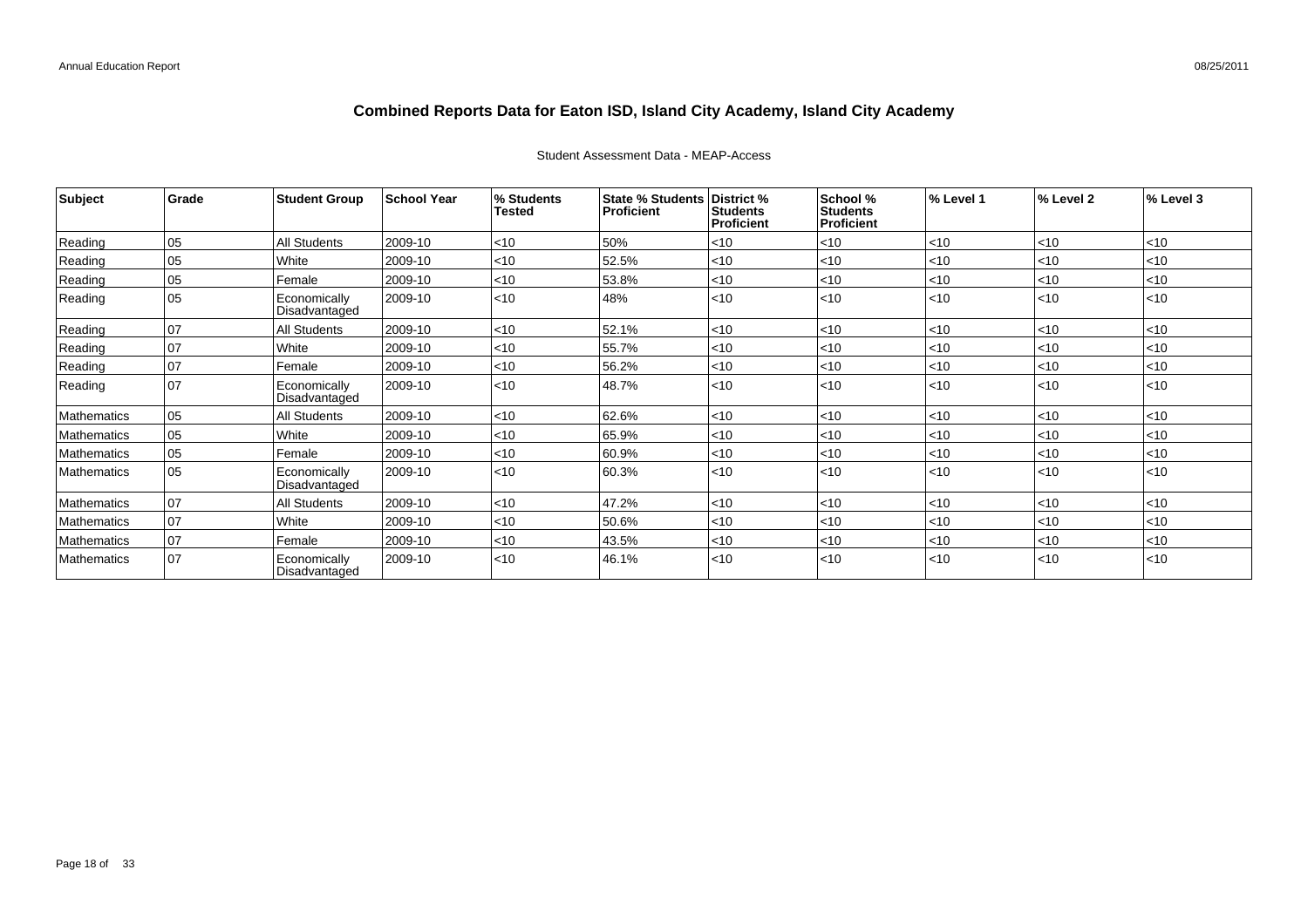# Combined Reports Data for Eaton ISD, Island City Academy, Island City Academy

Student Assessment Data - MEAP-Access

| Subject | Grade | Student Group | School Year | % Students Tested | State % Students Proficient | District % Students Proficient | School % Students Proficient | % Level 1 | % Level 2 | % Level 3 |
|---|---|---|---|---|---|---|---|---|---|---|
| Reading | 05 | All Students | 2009-10 | <10 | 50% | <10 | <10 | <10 | <10 | <10 |
| Reading | 05 | White | 2009-10 | <10 | 52.5% | <10 | <10 | <10 | <10 | <10 |
| Reading | 05 | Female | 2009-10 | <10 | 53.8% | <10 | <10 | <10 | <10 | <10 |
| Reading | 05 | Economically Disadvantaged | 2009-10 | <10 | 48% | <10 | <10 | <10 | <10 | <10 |
| Reading | 07 | All Students | 2009-10 | <10 | 52.1% | <10 | <10 | <10 | <10 | <10 |
| Reading | 07 | White | 2009-10 | <10 | 55.7% | <10 | <10 | <10 | <10 | <10 |
| Reading | 07 | Female | 2009-10 | <10 | 56.2% | <10 | <10 | <10 | <10 | <10 |
| Reading | 07 | Economically Disadvantaged | 2009-10 | <10 | 48.7% | <10 | <10 | <10 | <10 | <10 |
| Mathematics | 05 | All Students | 2009-10 | <10 | 62.6% | <10 | <10 | <10 | <10 | <10 |
| Mathematics | 05 | White | 2009-10 | <10 | 65.9% | <10 | <10 | <10 | <10 | <10 |
| Mathematics | 05 | Female | 2009-10 | <10 | 60.9% | <10 | <10 | <10 | <10 | <10 |
| Mathematics | 05 | Economically Disadvantaged | 2009-10 | <10 | 60.3% | <10 | <10 | <10 | <10 | <10 |
| Mathematics | 07 | All Students | 2009-10 | <10 | 47.2% | <10 | <10 | <10 | <10 | <10 |
| Mathematics | 07 | White | 2009-10 | <10 | 50.6% | <10 | <10 | <10 | <10 | <10 |
| Mathematics | 07 | Female | 2009-10 | <10 | 43.5% | <10 | <10 | <10 | <10 | <10 |
| Mathematics | 07 | Economically Disadvantaged | 2009-10 | <10 | 46.1% | <10 | <10 | <10 | <10 | <10 |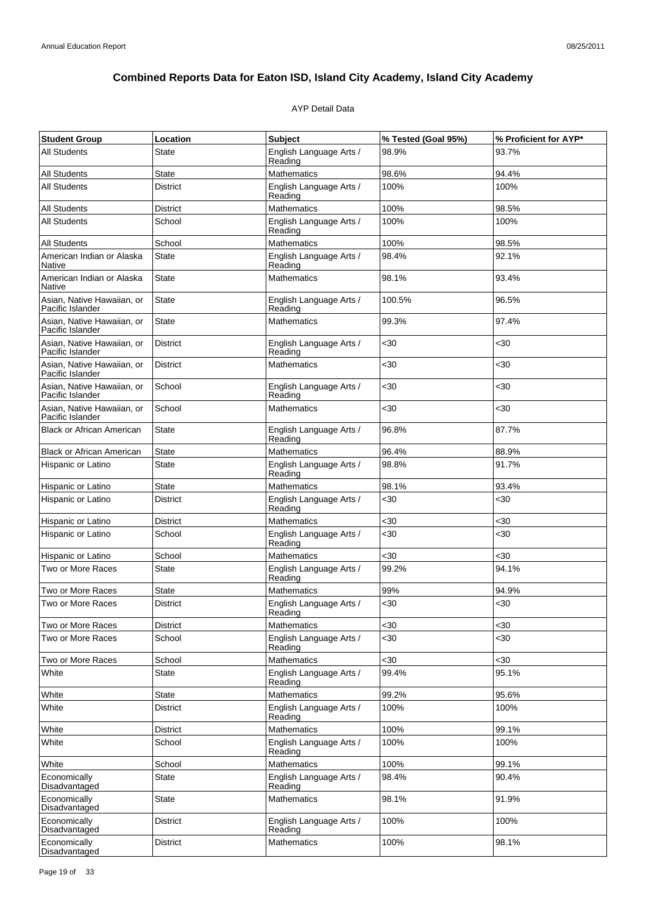# Combined Reports Data for Eaton ISD, Island City Academy, Island City Academy

AYP Detail Data

| Student Group | Location | Subject | % Tested (Goal 95%) | % Proficient for AYP* |
|---|---|---|---|---|
| All Students | State | English Language Arts / Reading | 98.9% | 93.7% |
| All Students | State | Mathematics | 98.6% | 94.4% |
| All Students | District | English Language Arts / Reading | 100% | 100% |
| All Students | District | Mathematics | 100% | 98.5% |
| All Students | School | English Language Arts / Reading | 100% | 100% |
| All Students | School | Mathematics | 100% | 98.5% |
| American Indian or Alaska Native | State | English Language Arts / Reading | 98.4% | 92.1% |
| American Indian or Alaska Native | State | Mathematics | 98.1% | 93.4% |
| Asian, Native Hawaiian, or Pacific Islander | State | English Language Arts / Reading | 100.5% | 96.5% |
| Asian, Native Hawaiian, or Pacific Islander | State | Mathematics | 99.3% | 97.4% |
| Asian, Native Hawaiian, or Pacific Islander | District | English Language Arts / Reading | <30 | <30 |
| Asian, Native Hawaiian, or Pacific Islander | District | Mathematics | <30 | <30 |
| Asian, Native Hawaiian, or Pacific Islander | School | English Language Arts / Reading | <30 | <30 |
| Asian, Native Hawaiian, or Pacific Islander | School | Mathematics | <30 | <30 |
| Black or African American | State | English Language Arts / Reading | 96.8% | 87.7% |
| Black or African American | State | Mathematics | 96.4% | 88.9% |
| Hispanic or Latino | State | English Language Arts / Reading | 98.8% | 91.7% |
| Hispanic or Latino | State | Mathematics | 98.1% | 93.4% |
| Hispanic or Latino | District | English Language Arts / Reading | <30 | <30 |
| Hispanic or Latino | District | Mathematics | <30 | <30 |
| Hispanic or Latino | School | English Language Arts / Reading | <30 | <30 |
| Hispanic or Latino | School | Mathematics | <30 | <30 |
| Two or More Races | State | English Language Arts / Reading | 99.2% | 94.1% |
| Two or More Races | State | Mathematics | 99% | 94.9% |
| Two or More Races | District | English Language Arts / Reading | <30 | <30 |
| Two or More Races | District | Mathematics | <30 | <30 |
| Two or More Races | School | English Language Arts / Reading | <30 | <30 |
| Two or More Races | School | Mathematics | <30 | <30 |
| White | State | English Language Arts / Reading | 99.4% | 95.1% |
| White | State | Mathematics | 99.2% | 95.6% |
| White | District | English Language Arts / Reading | 100% | 100% |
| White | District | Mathematics | 100% | 99.1% |
| White | School | English Language Arts / Reading | 100% | 100% |
| White | School | Mathematics | 100% | 99.1% |
| Economically Disadvantaged | State | English Language Arts / Reading | 98.4% | 90.4% |
| Economically Disadvantaged | State | Mathematics | 98.1% | 91.9% |
| Economically Disadvantaged | District | English Language Arts / Reading | 100% | 100% |
| Economically Disadvantaged | District | Mathematics | 100% | 98.1% |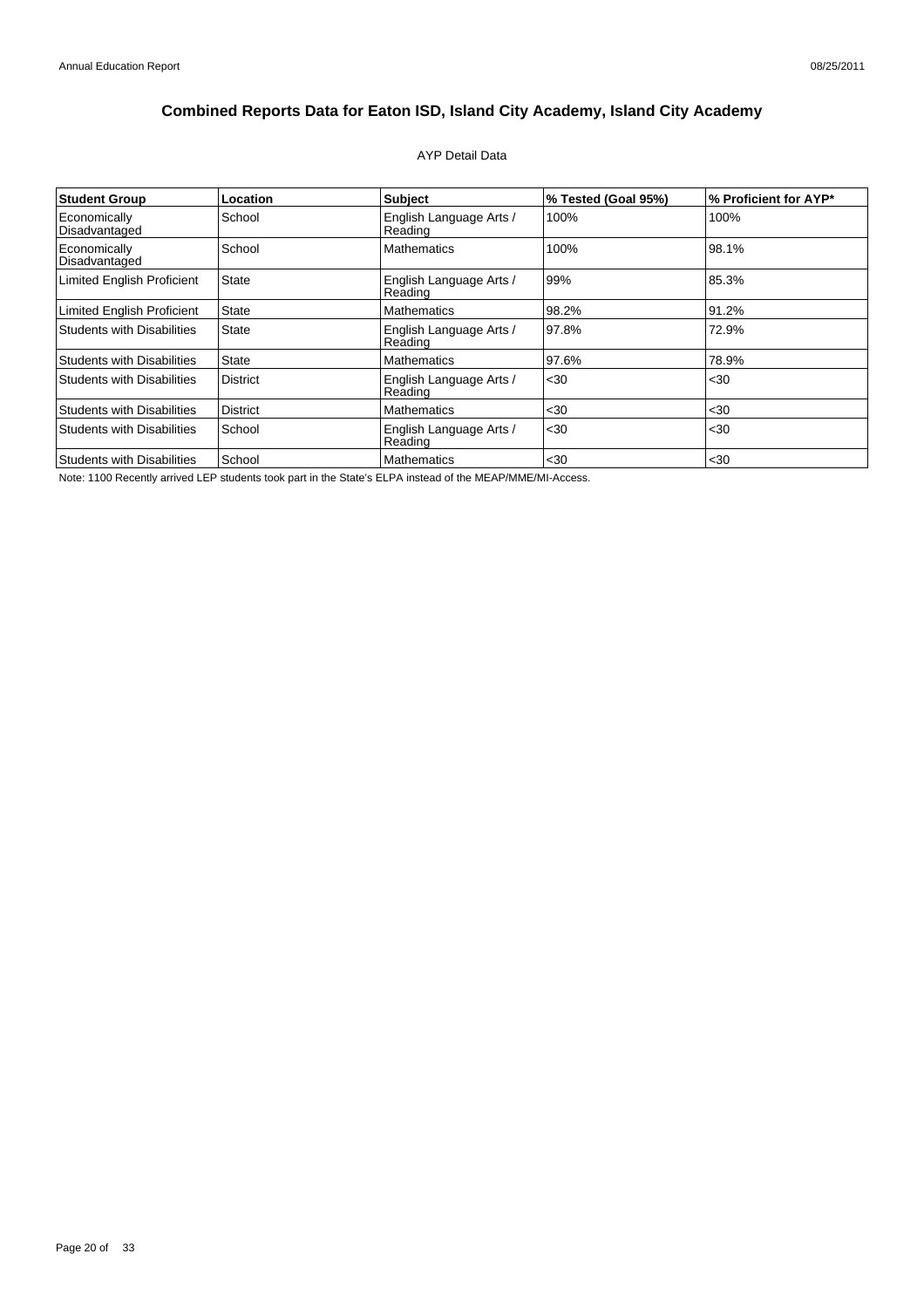# Combined Reports Data for Eaton ISD, Island City Academy, Island City Academy

AYP Detail Data

| Student Group | Location | Subject | % Tested (Goal 95%) | % Proficient for AYP* |
|---|---|---|---|---|
| Economically Disadvantaged | School | English Language Arts / Reading | 100% | 100% |
| Economically Disadvantaged | School | Mathematics | 100% | 98.1% |
| Limited English Proficient | State | English Language Arts / Reading | 99% | 85.3% |
| Limited English Proficient | State | Mathematics | 98.2% | 91.2% |
| Students with Disabilities | State | English Language Arts / Reading | 97.8% | 72.9% |
| Students with Disabilities | State | Mathematics | 97.6% | 78.9% |
| Students with Disabilities | District | English Language Arts / Reading | <30 | <30 |
| Students with Disabilities | District | Mathematics | <30 | <30 |
| Students with Disabilities | School | English Language Arts / Reading | <30 | <30 |
| Students with Disabilities | School | Mathematics | <30 | <30 |

Note: 1100 Recently arrived LEP students took part in the State's ELPA instead of the MEAP/MME/MI-Access.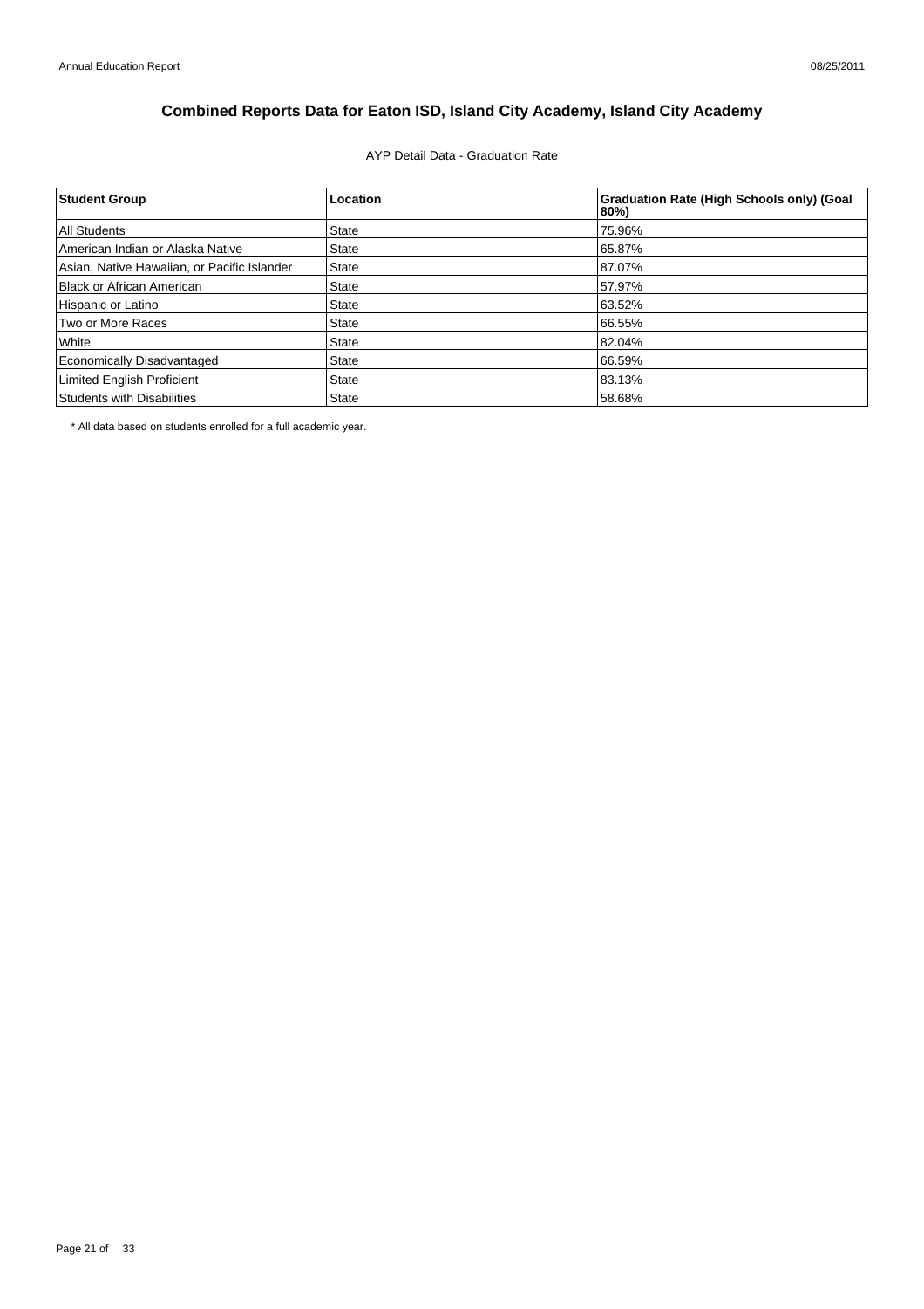# Combined Reports Data for Eaton ISD, Island City Academy, Island City Academy

AYP Detail Data - Graduation Rate

| Student Group | Location | Graduation Rate (High Schools only) (Goal 80%) |
| --- | --- | --- |
| All Students | State | 75.96% |
| American Indian or Alaska Native | State | 65.87% |
| Asian, Native Hawaiian, or Pacific Islander | State | 87.07% |
| Black or African American | State | 57.97% |
| Hispanic or Latino | State | 63.52% |
| Two or More Races | State | 66.55% |
| White | State | 82.04% |
| Economically Disadvantaged | State | 66.59% |
| Limited English Proficient | State | 83.13% |
| Students with Disabilities | State | 58.68% |

* All data based on students enrolled for a full academic year.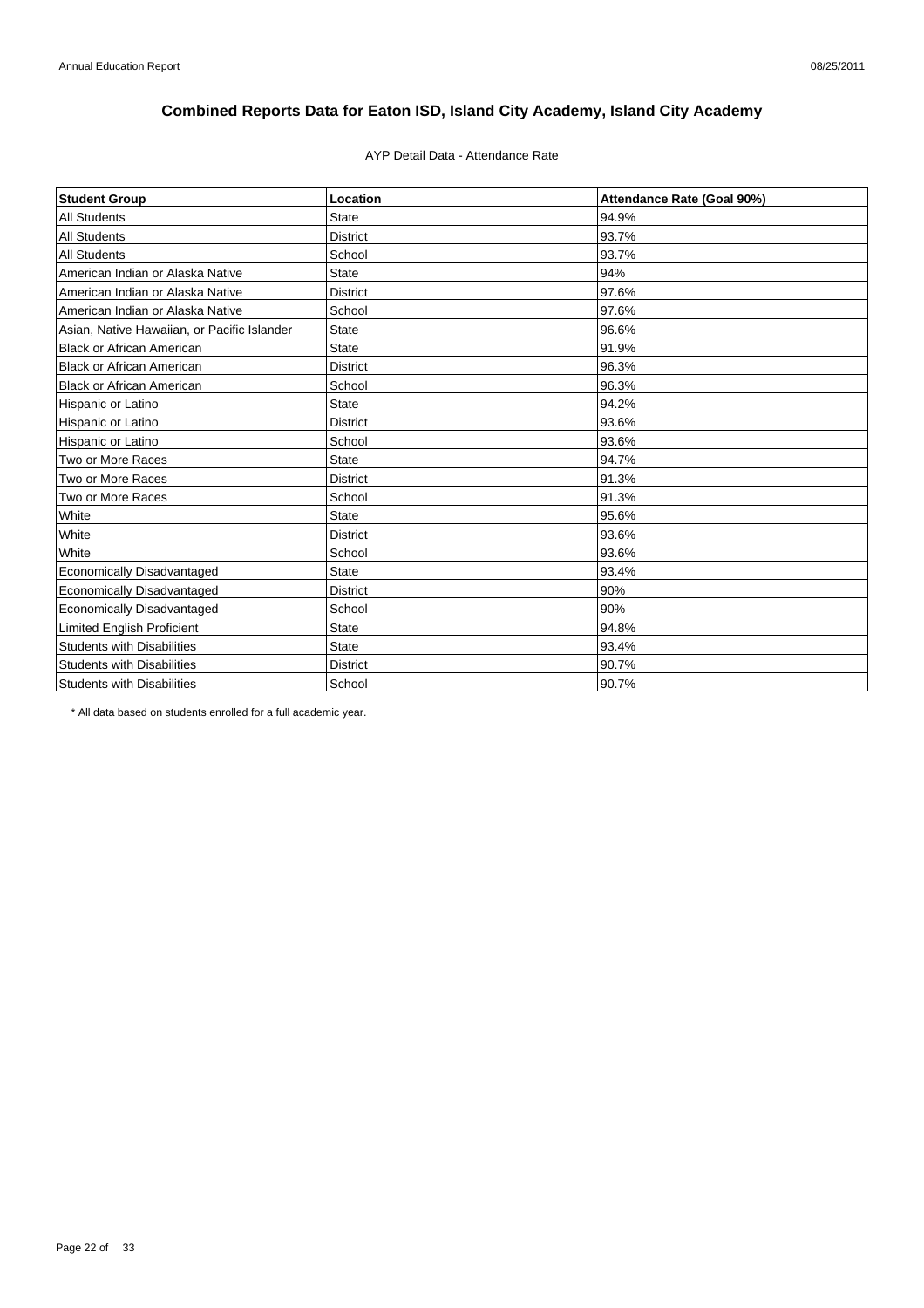# Combined Reports Data for Eaton ISD, Island City Academy, Island City Academy

AYP Detail Data - Attendance Rate

| Student Group | Location | Attendance Rate (Goal 90%) |
| --- | --- | --- |
| All Students | State | 94.9% |
| All Students | District | 93.7% |
| All Students | School | 93.7% |
| American Indian or Alaska Native | State | 94% |
| American Indian or Alaska Native | District | 97.6% |
| American Indian or Alaska Native | School | 97.6% |
| Asian, Native Hawaiian, or Pacific Islander | State | 96.6% |
| Black or African American | State | 91.9% |
| Black or African American | District | 96.3% |
| Black or African American | School | 96.3% |
| Hispanic or Latino | State | 94.2% |
| Hispanic or Latino | District | 93.6% |
| Hispanic or Latino | School | 93.6% |
| Two or More Races | State | 94.7% |
| Two or More Races | District | 91.3% |
| Two or More Races | School | 91.3% |
| White | State | 95.6% |
| White | District | 93.6% |
| White | School | 93.6% |
| Economically Disadvantaged | State | 93.4% |
| Economically Disadvantaged | District | 90% |
| Economically Disadvantaged | School | 90% |
| Limited English Proficient | State | 94.8% |
| Students with Disabilities | State | 93.4% |
| Students with Disabilities | District | 90.7% |
| Students with Disabilities | School | 90.7% |

* All data based on students enrolled for a full academic year.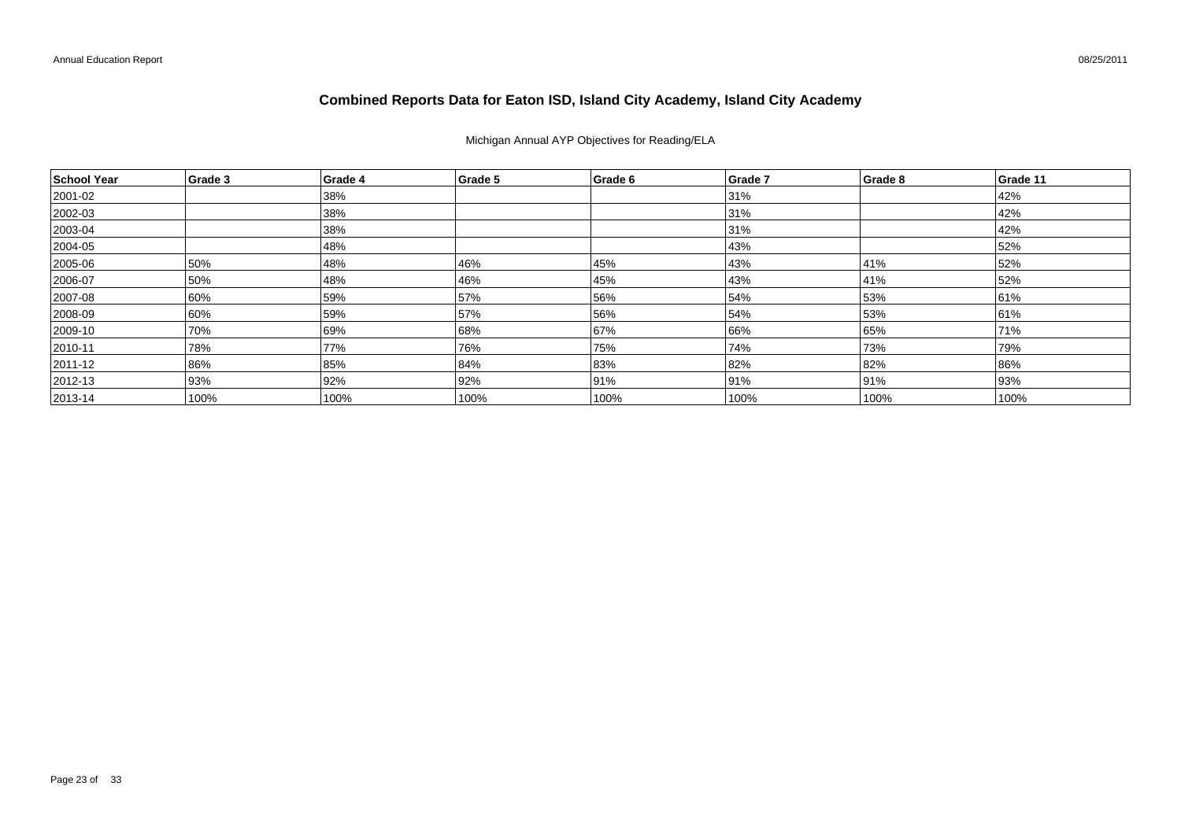# Combined Reports Data for Eaton ISD, Island City Academy, Island City Academy

Michigan Annual AYP Objectives for Reading/ELA

| School Year | Grade 3 | Grade 4 | Grade 5 | Grade 6 | Grade 7 | Grade 8 | Grade 11 |
|---|---|---|---|---|---|---|---|
| 2001-02 | | 38% | | | 31% | | 42% |
| 2002-03 | | 38% | | | 31% | | 42% |
| 2003-04 | | 38% | | | 31% | | 42% |
| 2004-05 | | 48% | | | 43% | | 52% |
| 2005-06 | 50% | 48% | 46% | 45% | 43% | 41% | 52% |
| 2006-07 | 50% | 48% | 46% | 45% | 43% | 41% | 52% |
| 2007-08 | 60% | 59% | 57% | 56% | 54% | 53% | 61% |
| 2008-09 | 60% | 59% | 57% | 56% | 54% | 53% | 61% |
| 2009-10 | 70% | 69% | 68% | 67% | 66% | 65% | 71% |
| 2010-11 | 78% | 77% | 76% | 75% | 74% | 73% | 79% |
| 2011-12 | 86% | 85% | 84% | 83% | 82% | 82% | 86% |
| 2012-13 | 93% | 92% | 92% | 91% | 91% | 91% | 93% |
| 2013-14 | 100% | 100% | 100% | 100% | 100% | 100% | 100% |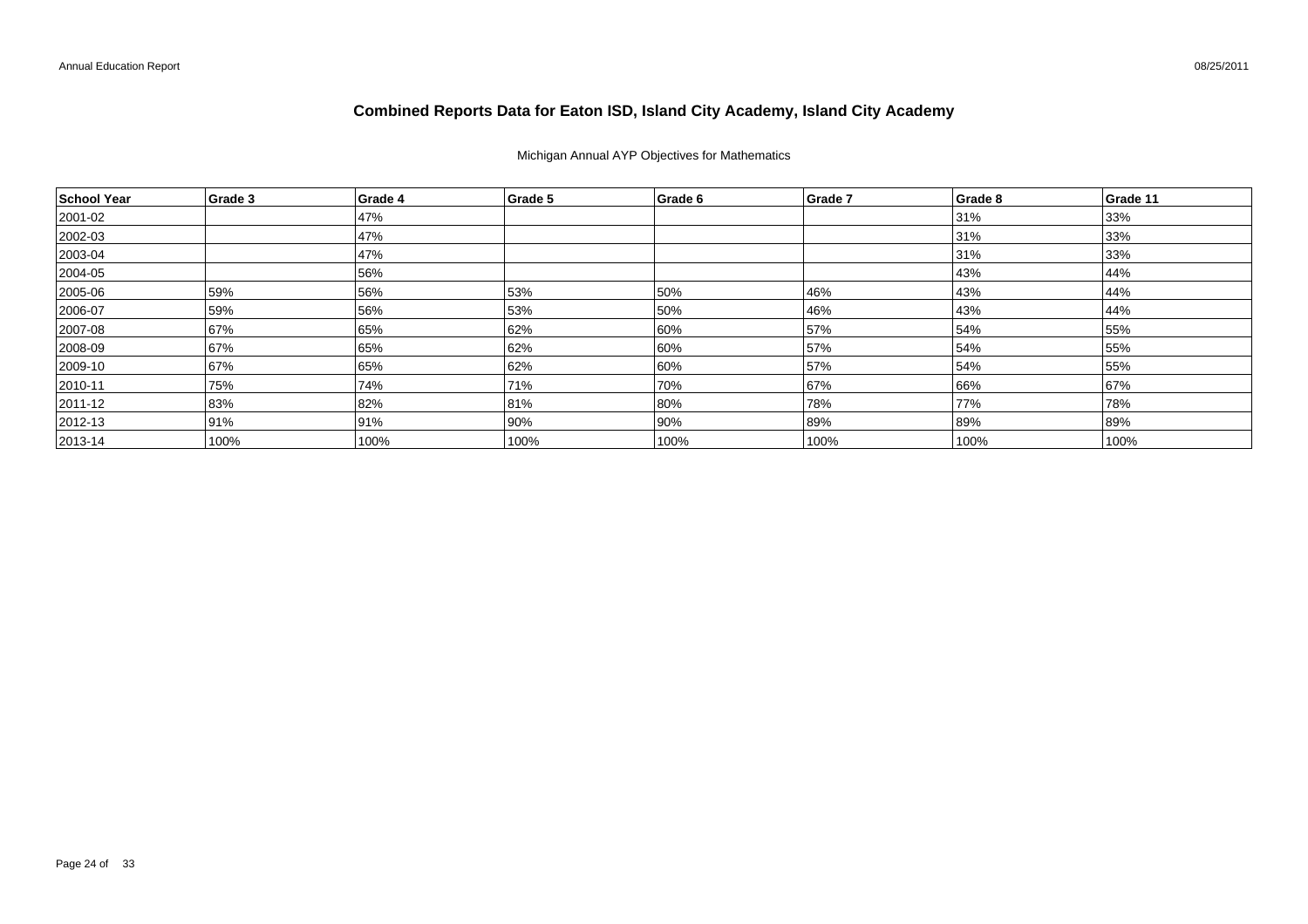# Combined Reports Data for Eaton ISD, Island City Academy, Island City Academy

Michigan Annual AYP Objectives for Mathematics

| School Year | Grade 3 | Grade 4 | Grade 5 | Grade 6 | Grade 7 | Grade 8 | Grade 11 |
|---|---|---|---|---|---|---|---|
| 2001-02 | | 47% | | | | 31% | 33% |
| 2002-03 | | 47% | | | | 31% | 33% |
| 2003-04 | | 47% | | | | 31% | 33% |
| 2004-05 | | 56% | | | | 43% | 44% |
| 2005-06 | 59% | 56% | 53% | 50% | 46% | 43% | 44% |
| 2006-07 | 59% | 56% | 53% | 50% | 46% | 43% | 44% |
| 2007-08 | 67% | 65% | 62% | 60% | 57% | 54% | 55% |
| 2008-09 | 67% | 65% | 62% | 60% | 57% | 54% | 55% |
| 2009-10 | 67% | 65% | 62% | 60% | 57% | 54% | 55% |
| 2010-11 | 75% | 74% | 71% | 70% | 67% | 66% | 67% |
| 2011-12 | 83% | 82% | 81% | 80% | 78% | 77% | 78% |
| 2012-13 | 91% | 91% | 90% | 90% | 89% | 89% | 89% |
| 2013-14 | 100% | 100% | 100% | 100% | 100% | 100% | 100% |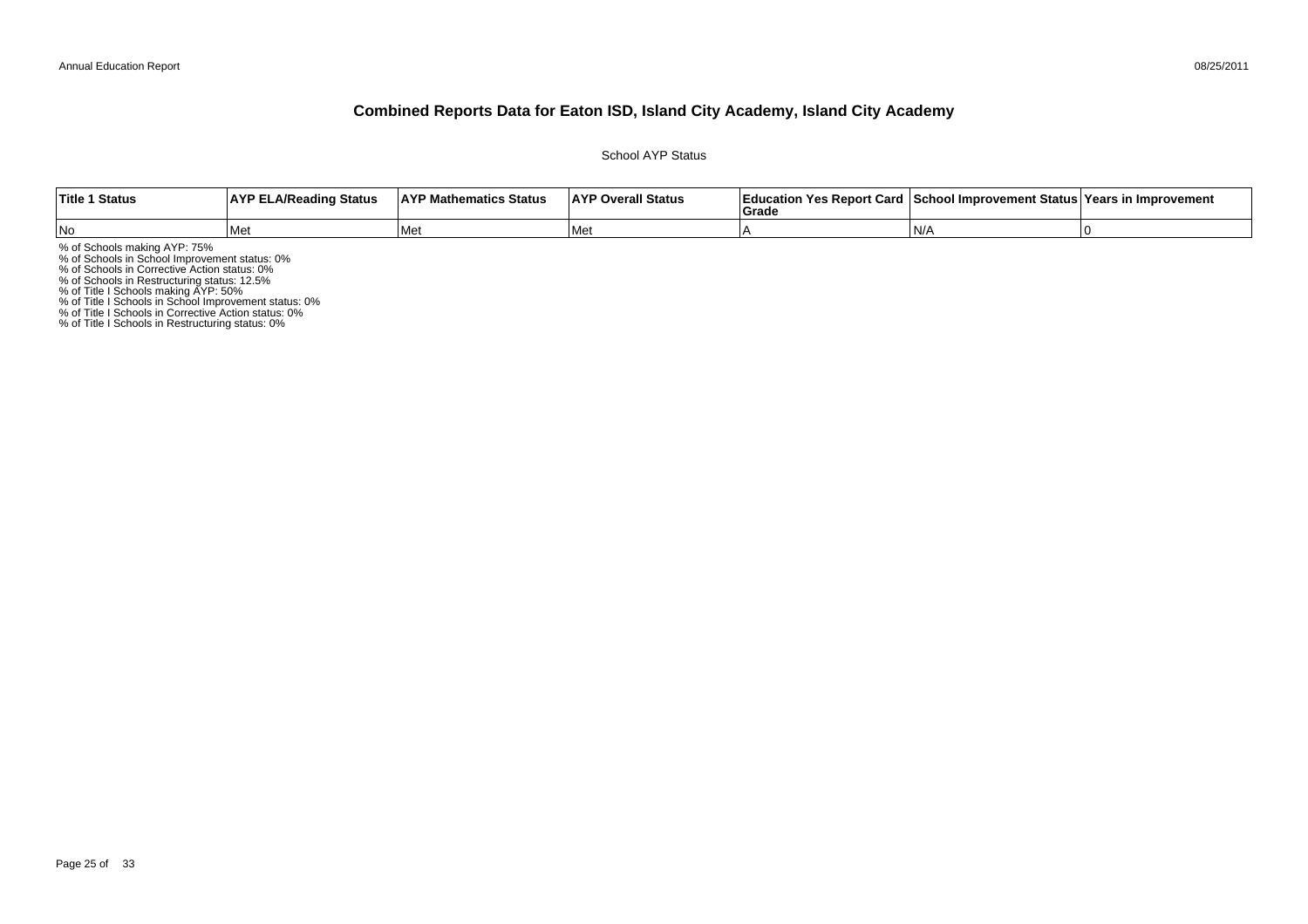# Combined Reports Data for Eaton ISD, Island City Academy, Island City Academy

School AYP Status

| Title 1 Status | AYP ELA/Reading Status | AYP Mathematics Status | AYP Overall Status | Education Yes Report Card Grade | School Improvement Status | Years in Improvement |
|---|---|---|---|---|---|---|
| No | Met | Met | Met | A | N/A | 0 |

% of Schools making AYP: 75%
% of Schools in School Improvement status: 0%
% of Schools in Corrective Action status: 0%
% of Schools in Restructuring status: 12.5%
% of Title I Schools making AYP: 50%
% of Title I Schools in School Improvement status: 0%
% of Title I Schools in Corrective Action status: 0%
% of Title I Schools in Restructuring status: 0%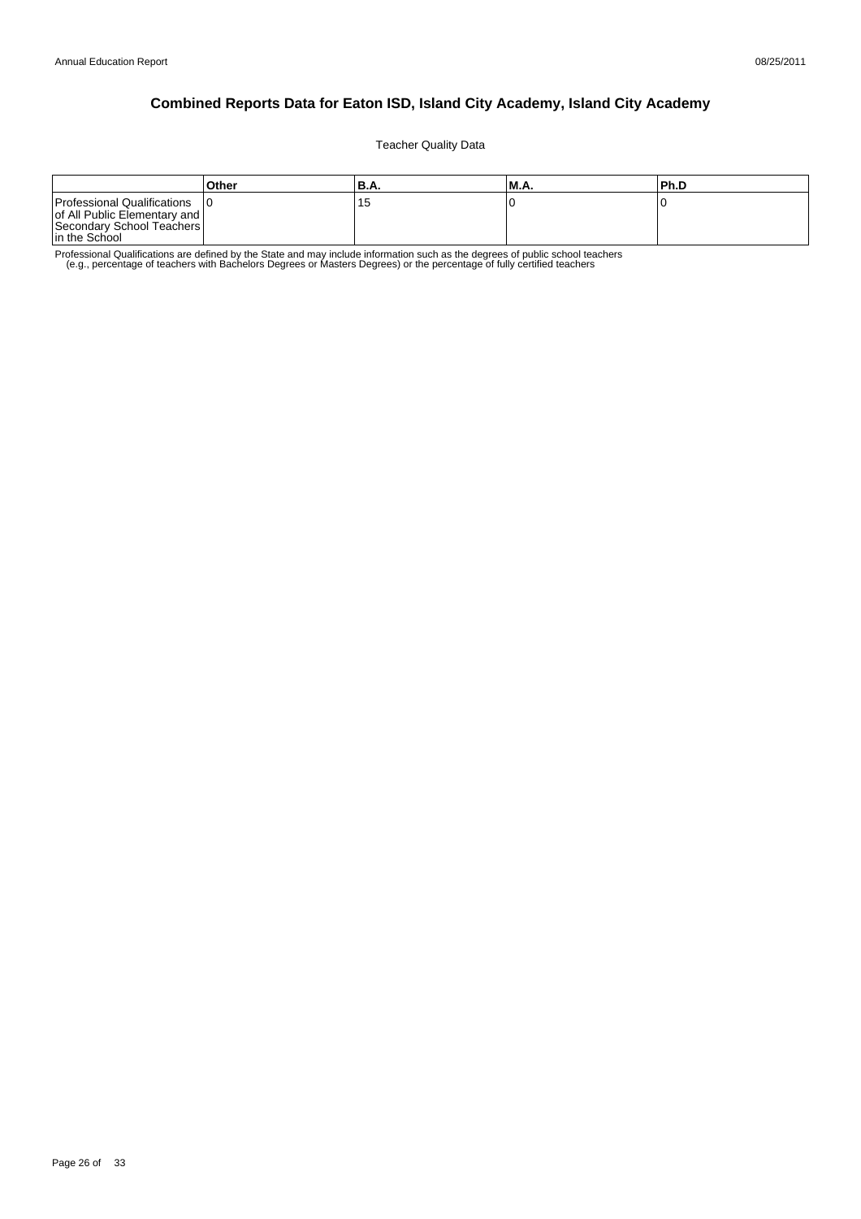# Combined Reports Data for Eaton ISD, Island City Academy, Island City Academy

Teacher Quality Data

|  | Other | B.A. | M.A. | Ph.D |
| --- | --- | --- | --- | --- |
| Professional Qualifications of All Public Elementary and Secondary School Teachers in the School | 0 | 15 | 0 | 0 |

Professional Qualifications are defined by the State and may include information such as the degrees of public school teachers (e.g., percentage of teachers with Bachelors Degrees or Masters Degrees) or the percentage of fully certified teachers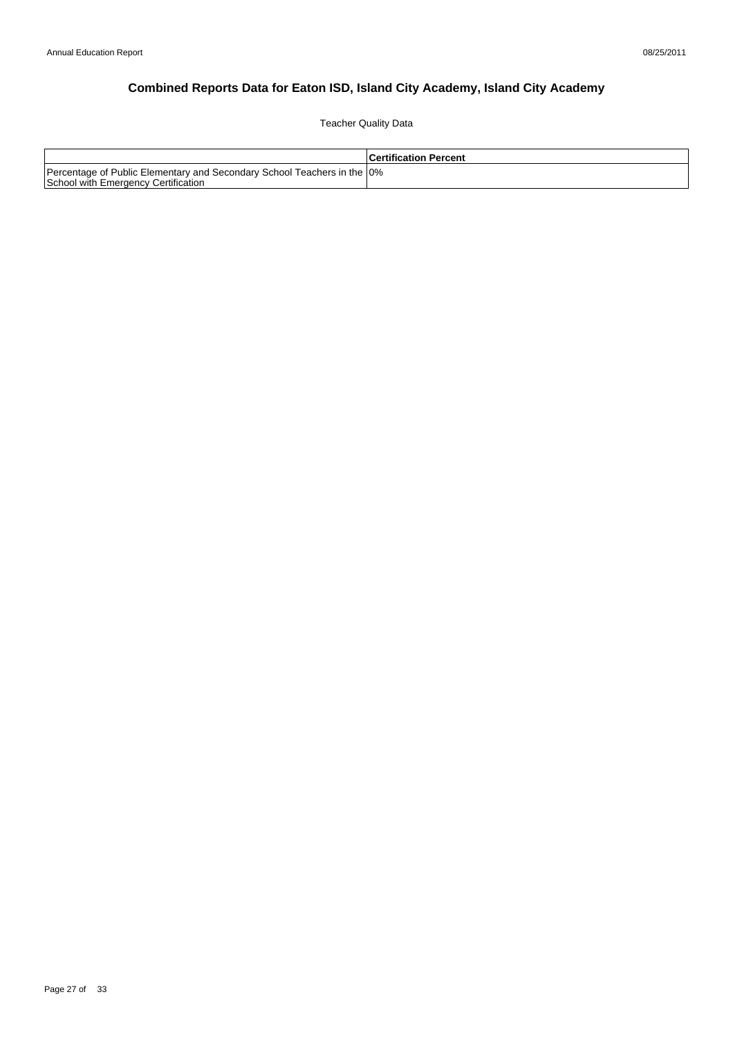# Combined Reports Data for Eaton ISD, Island City Academy, Island City Academy

Teacher Quality Data

| | Certification Percent |
|---|---|
| Percentage of Public Elementary and Secondary School Teachers in the School with Emergency Certification | 0% |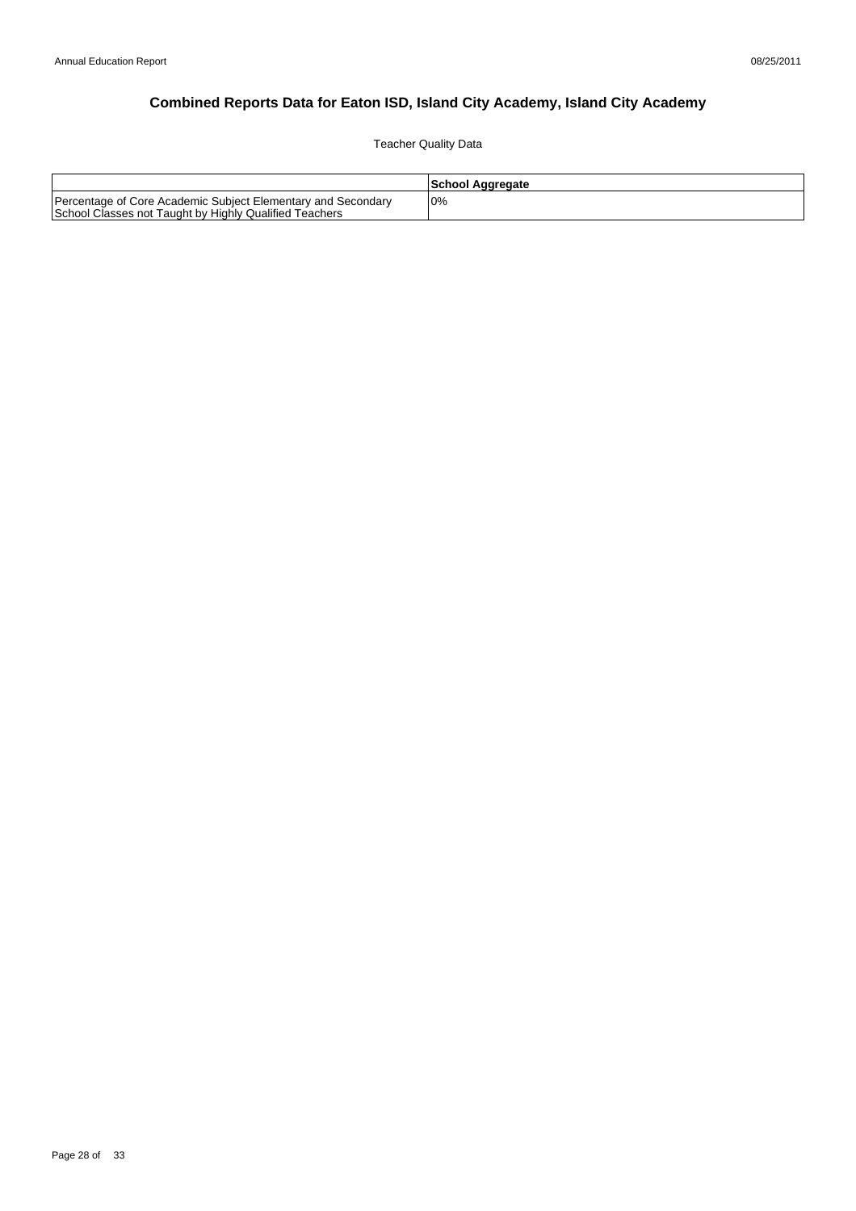# Combined Reports Data for Eaton ISD, Island City Academy, Island City Academy

Teacher Quality Data

| | School Aggregate |
|---|---|
| Percentage of Core Academic Subject Elementary and Secondary School Classes not Taught by Highly Qualified Teachers | 0% |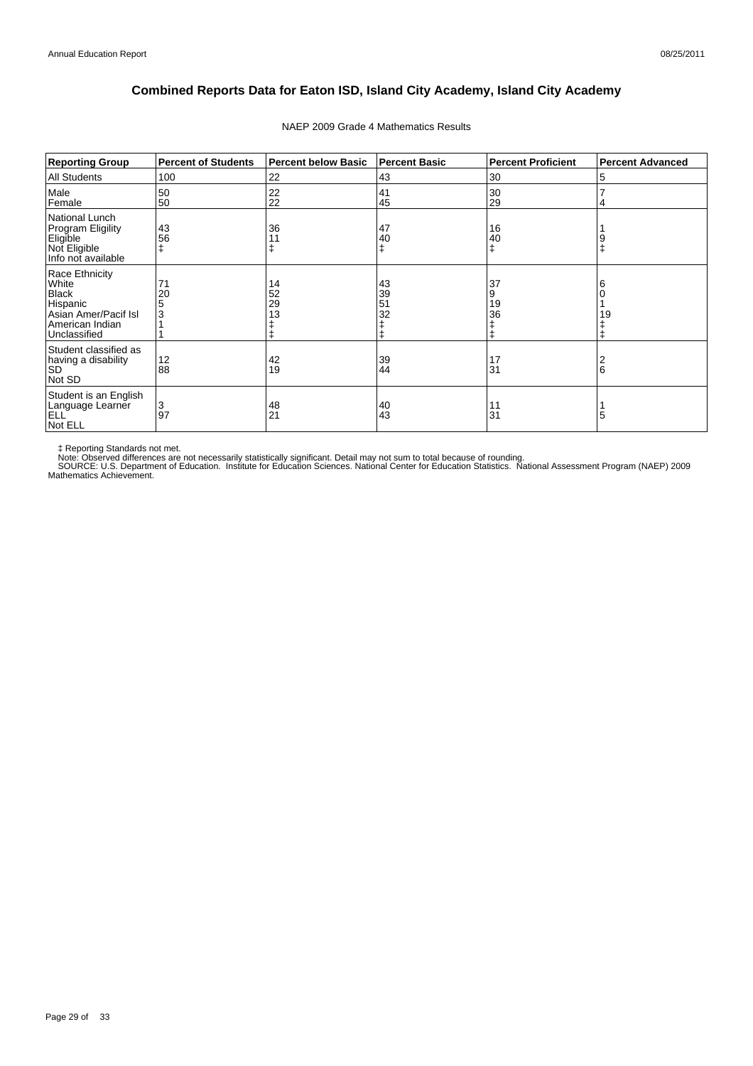# Combined Reports Data for Eaton ISD, Island City Academy, Island City Academy

NAEP 2009 Grade 4 Mathematics Results

| Reporting Group | Percent of Students | Percent below Basic | Percent Basic | Percent Proficient | Percent Advanced |
|---|---|---|---|---|---|
| All Students | 100 | 22 | 43 | 30 | 5 |
| Male | 50 | 22 | 41 | 30 | 7 |
| Female | 50 | 22 | 45 | 29 | 4 |
| National Lunch Program Eligility | | | | | |
| Eligible | 43 | 36 | 47 | 16 | 1 |
| Not Eligible | 56 | 11 | 40 | 40 | 9 |
| Info not available | ‡ | ‡ | ‡ | ‡ | ‡ |
| Race Ethnicity | | | | | |
| White | 71 | 14 | 43 | 37 | 6 |
| Black | 20 | 52 | 39 | 9 | 0 |
| Hispanic | 5 | 29 | 51 | 19 | 1 |
| Asian Amer/Pacif Isl | 3 | 13 | 32 | 36 | 19 |
| American Indian | 1 | ‡ | ‡ | ‡ | ‡ |
| Unclassified | 1 | ‡ | ‡ | ‡ | ‡ |
| Student classified as having a disability | | | | | |
| SD | 12 | 42 | 39 | 17 | 2 |
| Not SD | 88 | 19 | 44 | 31 | 6 |
| Student is an English Language Learner | | | | | |
| ELL | 3 | 48 | 40 | 11 | 1 |
| Not ELL | 97 | 21 | 43 | 31 | 5 |

‡ Reporting Standards not met.
Note: Observed differences are not necessarily statistically significant. Detail may not sum to total because of rounding.
SOURCE: U.S. Department of Education. Institute for Education Sciences. National Center for Education Statistics. National Assessment Program (NAEP) 2009 Mathematics Achievement.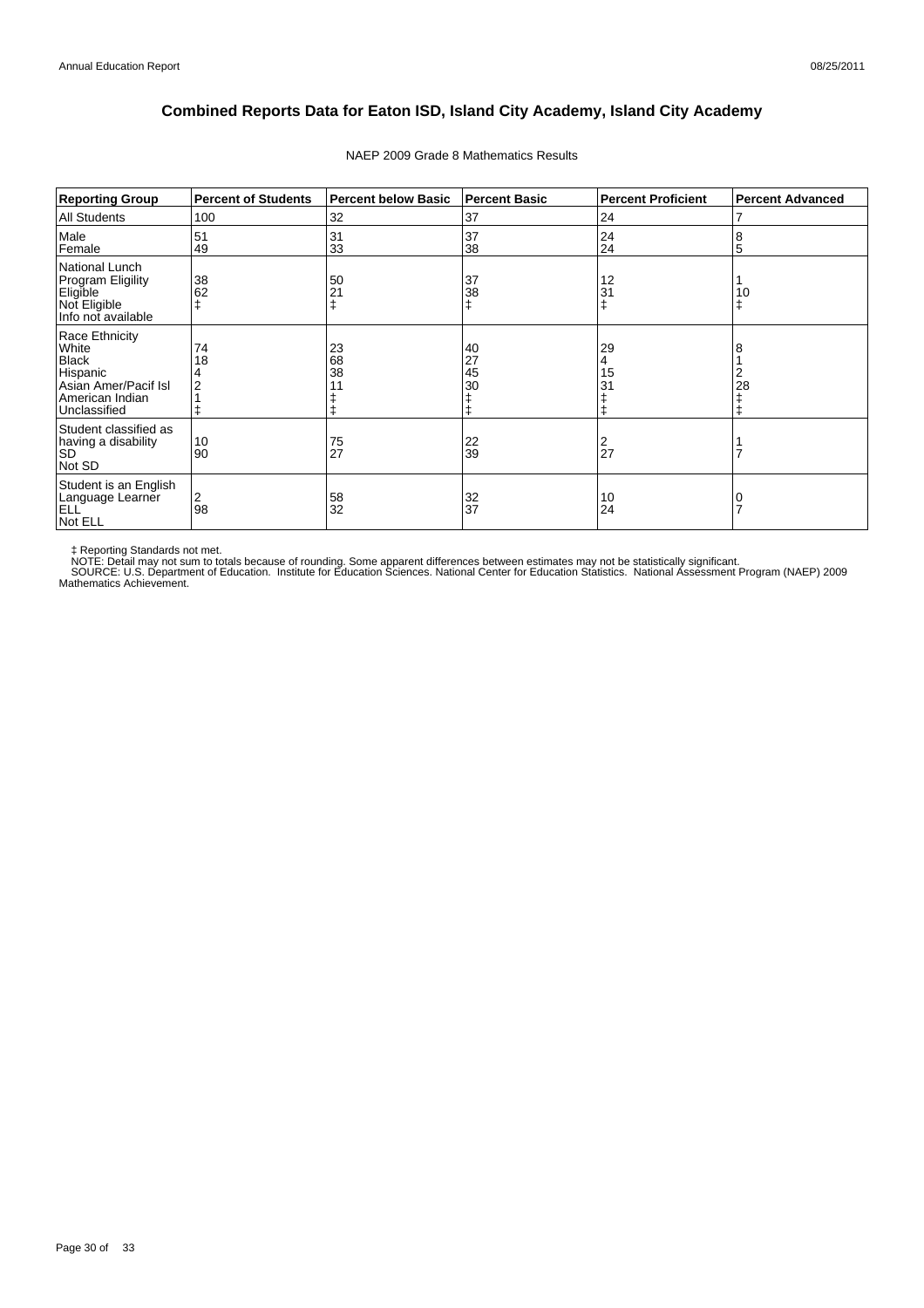# Combined Reports Data for Eaton ISD, Island City Academy, Island City Academy

NAEP 2009 Grade 8 Mathematics Results

| Reporting Group | Percent of Students | Percent below Basic | Percent Basic | Percent Proficient | Percent Advanced |
|---|---|---|---|---|---|
| All Students | 100 | 32 | 37 | 24 | 7 |
| Male | 51 | 31 | 37 | 24 | 8 |
| Female | 49 | 33 | 38 | 24 | 5 |
| National Lunch Program Eligility | | | | | |
| Eligible | 38 | 50 | 37 | 12 | 1 |
| Not Eligible | 62 | 21 | 38 | 31 | 10 |
| Info not available | ‡ | ‡ | ‡ | ‡ | ‡ |
| Race Ethnicity | | | | | |
| White | 74 | 23 | 40 | 29 | 8 |
| Black | 18 | 68 | 27 | 4 | 1 |
| Hispanic | 4 | 38 | 45 | 15 | 2 |
| Asian Amer/Pacif Isl | 2 | 11 | 30 | 31 | 28 |
| American Indian | 1 | ‡ | ‡ | ‡ | ‡ |
| Unclassified | ‡ | ‡ | ‡ | ‡ | ‡ |
| Student classified as having a disability | | | | | |
| SD | 10 | 75 | 22 | 2 | 1 |
| Not SD | 90 | 27 | 39 | 27 | 7 |
| Student is an English Language Learner | | | | | |
| ELL | 2 | 58 | 32 | 10 | 0 |
| Not ELL | 98 | 32 | 37 | 24 | 7 |

‡ Reporting Standards not met.
NOTE: Detail may not sum to totals because of rounding. Some apparent differences between estimates may not be statistically significant.
SOURCE: U.S. Department of Education. Institute for Education Sciences. National Center for Education Statistics. National Assessment Program (NAEP) 2009 Mathematics Achievement.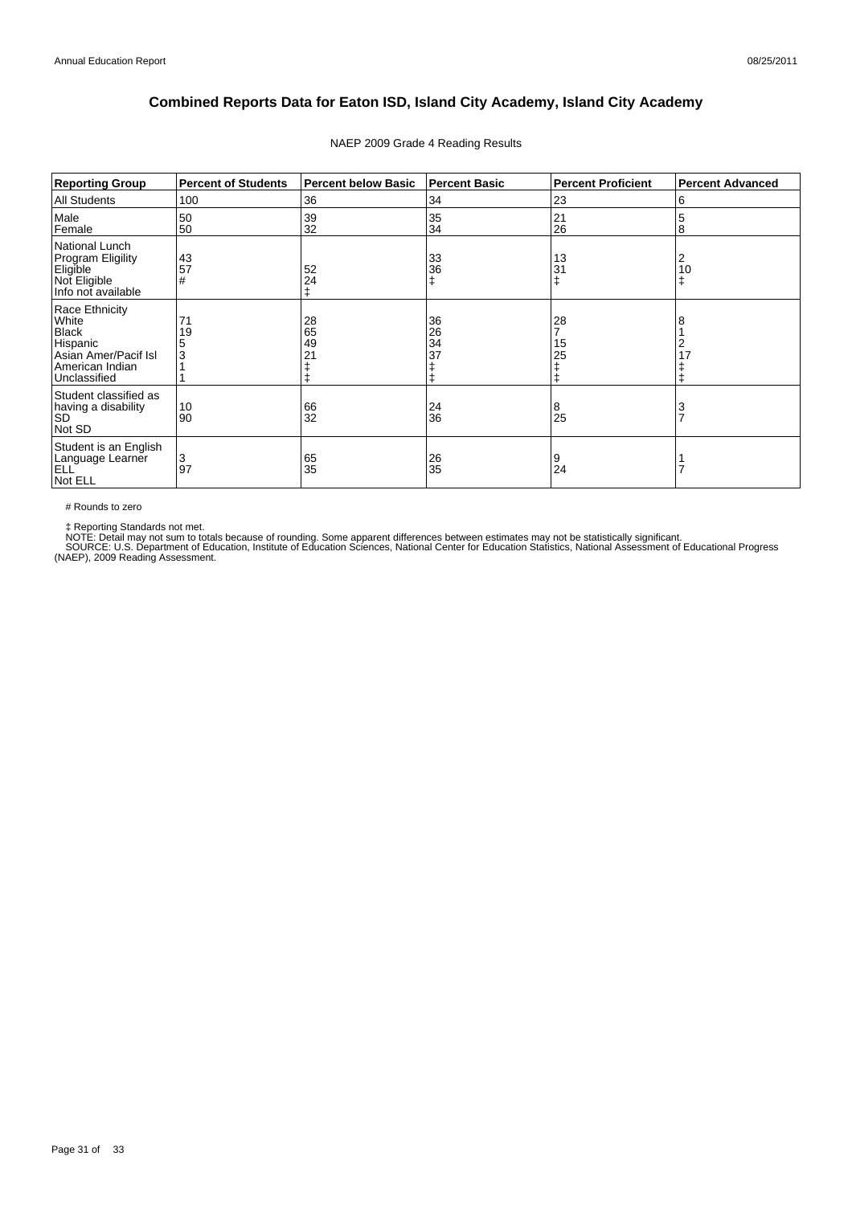# Combined Reports Data for Eaton ISD, Island City Academy, Island City Academy

NAEP 2009 Grade 4 Reading Results

| Reporting Group | Percent of Students | Percent below Basic | Percent Basic | Percent Proficient | Percent Advanced |
|---|---|---|---|---|---|
| All Students | 100 | 36 | 34 | 23 | 6 |
| Male | 50 | 39 | 35 | 21 | 5 |
| Female | 50 | 32 | 34 | 26 | 8 |
| National Lunch Program Eligility | | | | | |
| Eligible | 43 | 52 | 33 | 13 | 2 |
| Not Eligible | 57 | 24 | 36 | 31 | 10 |
| Info not available | # | ‡ | ‡ | ‡ | ‡ |
| Race Ethnicity | | | | | |
| White | 71 | 28 | 36 | 28 | 8 |
| Black | 19 | 65 | 26 | 7 | 1 |
| Hispanic | 5 | 49 | 34 | 15 | 2 |
| Asian Amer/Pacif Isl | 3 | 21 | 37 | 25 | 17 |
| American Indian | 1 | ‡ | ‡ | ‡ | ‡ |
| Unclassified | 1 | ‡ | ‡ | ‡ | ‡ |
| Student classified as having a disability | | | | | |
| SD | 10 | 66 | 24 | 8 | 3 |
| Not SD | 90 | 32 | 36 | 25 | 7 |
| Student is an English Language Learner | | | | | |
| ELL | 3 | 65 | 26 | 9 | 1 |
| Not ELL | 97 | 35 | 35 | 24 | 7 |

# Rounds to zero

‡ Reporting Standards not met.
NOTE: Detail may not sum to totals because of rounding. Some apparent differences between estimates may not be statistically significant.
SOURCE: U.S. Department of Education, Institute of Education Sciences, National Center for Education Statistics, National Assessment of Educational Progress (NAEP), 2009 Reading Assessment.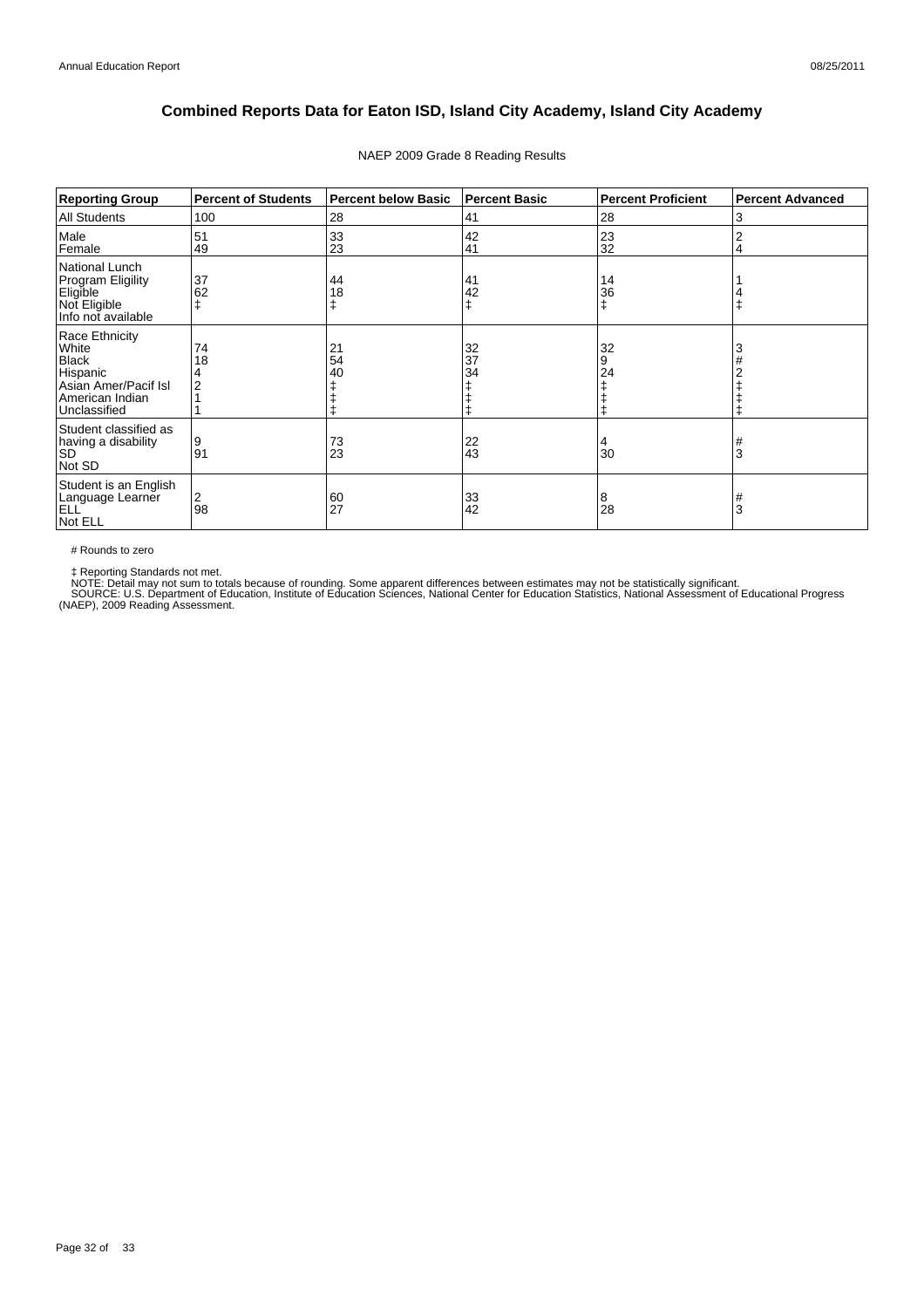# Combined Reports Data for Eaton ISD, Island City Academy, Island City Academy

NAEP 2009 Grade 8 Reading Results

| Reporting Group | Percent of Students | Percent below Basic | Percent Basic | Percent Proficient | Percent Advanced |
|---|---|---|---|---|---|
| All Students | 100 | 28 | 41 | 28 | 3 |
| Male | 51 | 33 | 42 | 23 | 2 |
| Female | 49 | 23 | 41 | 32 | 4 |
| National Lunch Program Eligility | | | | | |
| Eligible | 37 | 44 | 41 | 14 | 1 |
| Not Eligible | 62 | 18 | 42 | 36 | 4 |
| Info not available | ‡ | ‡ | ‡ | ‡ | ‡ |
| Race Ethnicity | | | | | |
| White | 74 | 21 | 32 | 32 | 3 |
| Black | 18 | 54 | 37 | 9 | # |
| Hispanic | 4 | 40 | 34 | 24 | 2 |
| Asian Amer/Pacif Isl | 2 | ‡ | ‡ | ‡ | ‡ |
| American Indian | 1 | ‡ | ‡ | ‡ | ‡ |
| Unclassified | 1 | ‡ | ‡ | ‡ | ‡ |
| Student classified as having a disability | | | | | |
| SD | 9 | 73 | 22 | 4 | # |
| Not SD | 91 | 23 | 43 | 30 | 3 |
| Student is an English Language Learner | | | | | |
| ELL | 2 | 60 | 33 | 8 | # |
| Not ELL | 98 | 27 | 42 | 28 | 3 |

# Rounds to zero

‡ Reporting Standards not met.
NOTE: Detail may not sum to totals because of rounding. Some apparent differences between estimates may not be statistically significant.
SOURCE: U.S. Department of Education, Institute of Education Sciences, National Center for Education Statistics, National Assessment of Educational Progress (NAEP), 2009 Reading Assessment.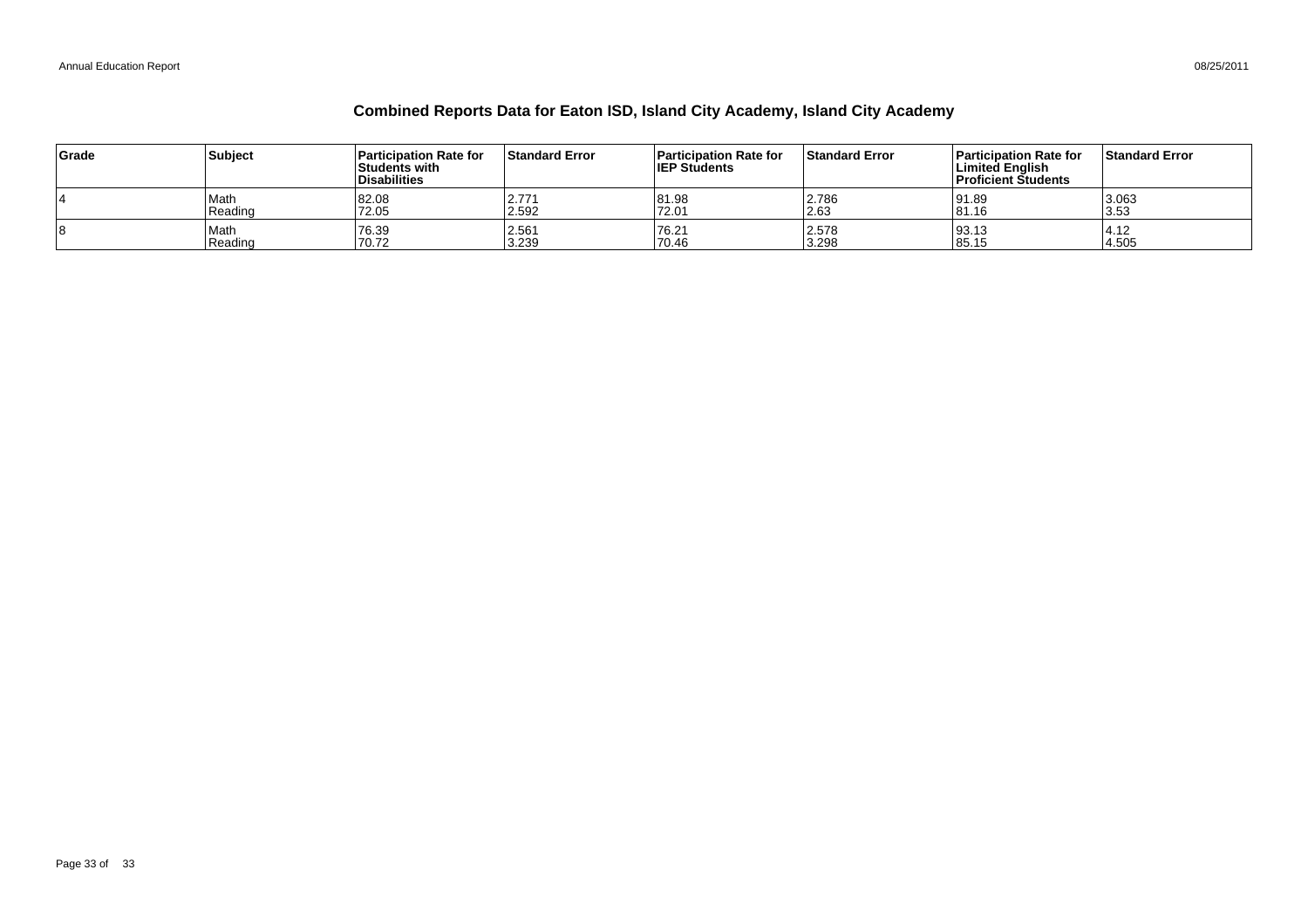# Combined Reports Data for Eaton ISD, Island City Academy, Island City Academy

| Grade | Subject | Participation Rate for Students with Disabilities | Standard Error | Participation Rate for IEP Students | Standard Error | Participation Rate for Limited English Proficient Students | Standard Error |
|---|---|---|---|---|---|---|---|
| 4 | Math<br>Reading | 82.08<br>72.05 | 2.771<br>2.592 | 81.98<br>72.01 | 2.786<br>2.63 | 91.89<br>81.16 | 3.063<br>3.53 |
| 8 | Math<br>Reading | 76.39<br>70.72 | 2.561<br>3.239 | 76.21<br>70.46 | 2.578<br>3.298 | 93.13<br>85.15 | 4.12<br>4.505 |